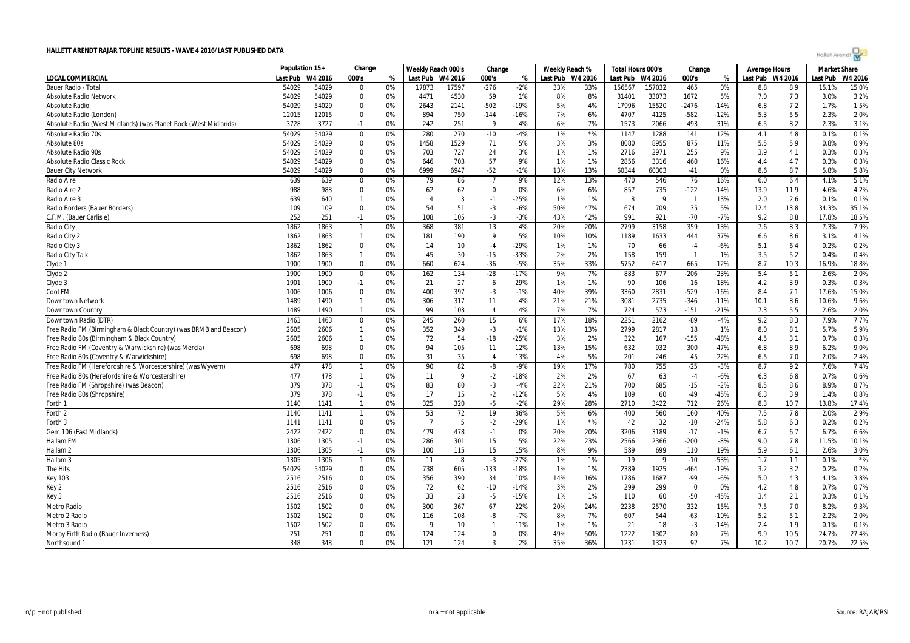# HALLETT ARENDT RAJAR TOPLINE RESULTS - WAVE 4 2016/LAST PUBLISHED DATA

| LOCAL COMMERCIAL | Population 15+ | | Change | | Weekly Reach 000's | | Change | | Weekly Reach % | | Total Hours 000's | | Change | | Average Hours | | Market Share | |
|---|---|---|---|---|---|---|---|---|---|---|---|---|---|---|---|---|---|---|
| | Last Pub | W4 2016 | 000's | % | Last Pub | W4 2016 | 000's | % | Last Pub | W4 2016 | Last Pub | W4 2016 | 000's | % | Last Pub | W4 2016 | Last Pub | W4 2016 |
| Bauer Radio - Total | 54029 | 54029 | 0 | 0% | 17873 | 17597 | -276 | -2% | 33% | 33% | 156567 | 157032 | 465 | 0% | 8.8 | 8.9 | 15.1% | 15.0% |
| Absolute Radio Network | 54029 | 54029 | 0 | 0% | 4471 | 4530 | 59 | 1% | 8% | 8% | 31401 | 33073 | 1672 | 5% | 7.0 | 7.3 | 3.0% | 3.2% |
| Absolute Radio | 54029 | 54029 | 0 | 0% | 2643 | 2141 | -502 | -19% | 5% | 4% | 17996 | 15520 | -2476 | -14% | 6.8 | 7.2 | 1.7% | 1.5% |
| Absolute Radio (London) | 12015 | 12015 | 0 | 0% | 894 | 750 | -144 | -16% | 7% | 6% | 4707 | 4125 | -582 | -12% | 5.3 | 5.5 | 2.3% | 2.0% |
| Absolute Radio (West Midlands) (was Planet Rock (West Midlands)) | 3728 | 3727 | -1 | 0% | 242 | 251 | 9 | 4% | 6% | 7% | 1573 | 2066 | 493 | 31% | 6.5 | 8.2 | 2.3% | 3.1% |
| Absolute Radio 70s | 54029 | 54029 | 0 | 0% | 280 | 270 | -10 | -4% | 1% | *% | 1147 | 1288 | 141 | 12% | 4.1 | 4.8 | 0.1% | 0.1% |
| Absolute 80s | 54029 | 54029 | 0 | 0% | 1458 | 1529 | 71 | 5% | 3% | 3% | 8080 | 8955 | 875 | 11% | 5.5 | 5.9 | 0.8% | 0.9% |
| Absolute Radio 90s | 54029 | 54029 | 0 | 0% | 703 | 727 | 24 | 3% | 1% | 1% | 2716 | 2971 | 255 | 9% | 3.9 | 4.1 | 0.3% | 0.3% |
| Absolute Radio Classic Rock | 54029 | 54029 | 0 | 0% | 646 | 703 | 57 | 9% | 1% | 1% | 2856 | 3316 | 460 | 16% | 4.4 | 4.7 | 0.3% | 0.3% |
| Bauer City Network | 54029 | 54029 | 0 | 0% | 6999 | 6947 | -52 | -1% | 13% | 13% | 60344 | 60303 | -41 | 0% | 8.6 | 8.7 | 5.8% | 5.8% |
| Radio Aire | 639 | 639 | 0 | 0% | 79 | 86 | 7 | 9% | 12% | 13% | 470 | 546 | 76 | 16% | 6.0 | 6.4 | 4.1% | 5.1% |
| Radio Aire 2 | 988 | 988 | 0 | 0% | 62 | 62 | 0 | 0% | 6% | 6% | 857 | 735 | -122 | -14% | 13.9 | 11.9 | 4.6% | 4.2% |
| Radio Aire 3 | 639 | 640 | 1 | 0% | 4 | 3 | -1 | -25% | 1% | 1% | 8 | 9 | 1 | 13% | 2.0 | 2.6 | 0.1% | 0.1% |
| Radio Borders (Bauer Borders) | 109 | 109 | 0 | 0% | 54 | 51 | -3 | -6% | 50% | 47% | 674 | 709 | 35 | 5% | 12.4 | 13.8 | 34.3% | 35.1% |
| C.F.M. (Bauer Carlisle) | 252 | 251 | -1 | 0% | 108 | 105 | -3 | -3% | 43% | 42% | 991 | 921 | -70 | -7% | 9.2 | 8.8 | 17.8% | 18.5% |
| Radio City | 1862 | 1863 | 1 | 0% | 368 | 381 | 13 | 4% | 20% | 20% | 2799 | 3158 | 359 | 13% | 7.6 | 8.3 | 7.3% | 7.9% |
| Radio City 2 | 1862 | 1863 | 1 | 0% | 181 | 190 | 9 | 5% | 10% | 10% | 1189 | 1633 | 444 | 37% | 6.6 | 8.6 | 3.1% | 4.1% |
| Radio City 3 | 1862 | 1862 | 0 | 0% | 14 | 10 | -4 | -29% | 1% | 1% | 70 | 66 | -4 | -6% | 5.1 | 6.4 | 0.2% | 0.2% |
| Radio City Talk | 1862 | 1863 | 1 | 0% | 45 | 30 | -15 | -33% | 2% | 2% | 158 | 159 | 1 | 1% | 3.5 | 5.2 | 0.4% | 0.4% |
| Clyde 1 | 1900 | 1900 | 0 | 0% | 660 | 624 | -36 | -5% | 35% | 33% | 5752 | 6417 | 665 | 12% | 8.7 | 10.3 | 16.9% | 18.8% |
| Clyde 2 | 1900 | 1900 | 0 | 0% | 162 | 134 | -28 | -17% | 9% | 7% | 883 | 677 | -206 | -23% | 5.4 | 5.1 | 2.6% | 2.0% |
| Clyde 3 | 1901 | 1900 | -1 | 0% | 21 | 27 | 6 | 29% | 1% | 1% | 90 | 106 | 16 | 18% | 4.2 | 3.9 | 0.3% | 0.3% |
| Cool FM | 1006 | 1006 | 0 | 0% | 400 | 397 | -3 | -1% | 40% | 39% | 3360 | 2831 | -529 | -16% | 8.4 | 7.1 | 17.6% | 15.0% |
| Downtown Network | 1489 | 1490 | 1 | 0% | 306 | 317 | 11 | 4% | 21% | 21% | 3081 | 2735 | -346 | -11% | 10.1 | 8.6 | 10.6% | 9.6% |
| Downtown Country | 1489 | 1490 | 1 | 0% | 99 | 103 | 4 | 4% | 7% | 7% | 724 | 573 | -151 | -21% | 7.3 | 5.5 | 2.6% | 2.0% |
| Downtown Radio (DTR) | 1463 | 1463 | 0 | 0% | 245 | 260 | 15 | 6% | 17% | 18% | 2251 | 2162 | -89 | -4% | 9.2 | 8.3 | 7.9% | 7.7% |
| Free Radio FM (Birmingham & Black Country) (was BRMB and Beacon) | 2605 | 2606 | 1 | 0% | 352 | 349 | -3 | -1% | 13% | 13% | 2799 | 2817 | 18 | 1% | 8.0 | 8.1 | 5.7% | 5.9% |
| Free Radio 80s (Birmingham & Black Country) | 2605 | 2606 | 1 | 0% | 72 | 54 | -18 | -25% | 3% | 2% | 322 | 167 | -155 | -48% | 4.5 | 3.1 | 0.7% | 0.3% |
| Free Radio FM (Coventry & Warwickshire) (was Mercia) | 698 | 698 | 0 | 0% | 94 | 105 | 11 | 12% | 13% | 15% | 632 | 932 | 300 | 47% | 6.8 | 8.9 | 6.2% | 9.0% |
| Free Radio 80s (Coventry & Warwickshire) | 698 | 698 | 0 | 0% | 31 | 35 | 4 | 13% | 4% | 5% | 201 | 246 | 45 | 22% | 6.5 | 7.0 | 2.0% | 2.4% |
| Free Radio FM (Herefordshire & Worcestershire) (was Wyvern) | 477 | 478 | 1 | 0% | 90 | 82 | -8 | -9% | 19% | 17% | 780 | 755 | -25 | -3% | 8.7 | 9.2 | 7.6% | 7.4% |
| Free Radio 80s (Herefordshire & Worcestershire) | 477 | 478 | 1 | 0% | 11 | 9 | -2 | -18% | 2% | 2% | 67 | 63 | -4 | -6% | 6.3 | 6.8 | 0.7% | 0.6% |
| Free Radio FM (Shropshire) (was Beacon) | 379 | 378 | -1 | 0% | 83 | 80 | -3 | -4% | 22% | 21% | 700 | 685 | -15 | -2% | 8.5 | 8.6 | 8.9% | 8.7% |
| Free Radio 80s (Shropshire) | 379 | 378 | -1 | 0% | 17 | 15 | -2 | -12% | 5% | 4% | 109 | 60 | -49 | -45% | 6.3 | 3.9 | 1.4% | 0.8% |
| Forth 1 | 1140 | 1141 | 1 | 0% | 325 | 320 | -5 | -2% | 29% | 28% | 2710 | 3422 | 712 | 26% | 8.3 | 10.7 | 13.8% | 17.4% |
| Forth 2 | 1140 | 1141 | 1 | 0% | 53 | 72 | 19 | 36% | 5% | 6% | 400 | 560 | 160 | 40% | 7.5 | 7.8 | 2.0% | 2.9% |
| Forth 3 | 1141 | 1141 | 0 | 0% | 7 | 5 | -2 | -29% | 1% | *% | 42 | 32 | -10 | -24% | 5.8 | 6.3 | 0.2% | 0.2% |
| Gem 106 (East Midlands) | 2422 | 2422 | 0 | 0% | 479 | 478 | -1 | 0% | 20% | 20% | 3206 | 3189 | -17 | -1% | 6.7 | 6.7 | 6.7% | 6.6% |
| Hallam FM | 1306 | 1305 | -1 | 0% | 286 | 301 | 15 | 5% | 22% | 23% | 2566 | 2366 | -200 | -8% | 9.0 | 7.8 | 11.5% | 10.1% |
| Hallam 2 | 1306 | 1305 | -1 | 0% | 100 | 115 | 15 | 15% | 8% | 9% | 589 | 699 | 110 | 19% | 5.9 | 6.1 | 2.6% | 3.0% |
| Hallam 3 | 1305 | 1306 | 1 | 0% | 11 | 8 | -3 | -27% | 1% | 1% | 19 | 9 | -10 | -53% | 1.7 | 1.1 | 0.1% | *% |
| The Hits | 54029 | 54029 | 0 | 0% | 738 | 605 | -133 | -18% | 1% | 1% | 2389 | 1925 | -464 | -19% | 3.2 | 3.2 | 0.2% | 0.2% |
| Key 103 | 2516 | 2516 | 0 | 0% | 356 | 390 | 34 | 10% | 14% | 16% | 1786 | 1687 | -99 | -6% | 5.0 | 4.3 | 4.1% | 3.8% |
| Key 2 | 2516 | 2516 | 0 | 0% | 72 | 62 | -10 | -14% | 3% | 2% | 299 | 299 | 0 | 0% | 4.2 | 4.8 | 0.7% | 0.7% |
| Key 3 | 2516 | 2516 | 0 | 0% | 33 | 28 | -5 | -15% | 1% | 1% | 110 | 60 | -50 | -45% | 3.4 | 2.1 | 0.3% | 0.1% |
| Metro Radio | 1502 | 1502 | 0 | 0% | 300 | 367 | 67 | 22% | 20% | 24% | 2238 | 2570 | 332 | 15% | 7.5 | 7.0 | 8.2% | 9.3% |
| Metro 2 Radio | 1502 | 1502 | 0 | 0% | 116 | 108 | -8 | -7% | 8% | 7% | 607 | 544 | -63 | -10% | 5.2 | 5.1 | 2.2% | 2.0% |
| Metro 3 Radio | 1502 | 1502 | 0 | 0% | 9 | 10 | 1 | 11% | 1% | 1% | 21 | 18 | -3 | -14% | 2.4 | 1.9 | 0.1% | 0.1% |
| Moray Firth Radio (Bauer Inverness) | 251 | 251 | 0 | 0% | 124 | 124 | 0 | 0% | 49% | 50% | 1222 | 1302 | 80 | 7% | 9.9 | 10.5 | 24.7% | 27.4% |
| Northsound 1 | 348 | 348 | 0 | 0% | 121 | 124 | 3 | 2% | 35% | 36% | 1231 | 1323 | 92 | 7% | 10.2 | 10.7 | 20.7% | 22.5% |

n/p = not published    n/a = not applicable    Source: RAJAR/RSL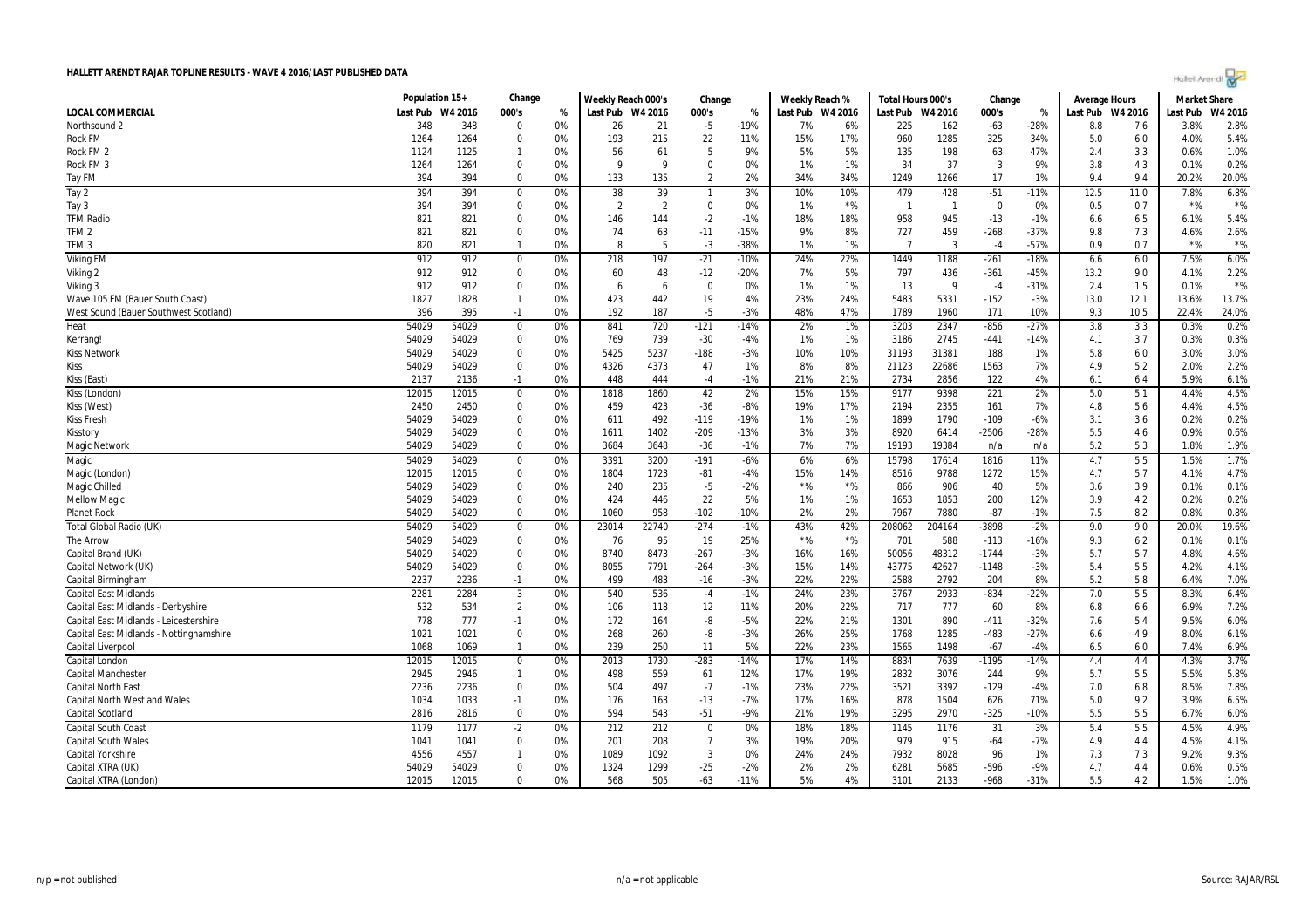**HALLETT ARENDT RAJAR TOPLINE RESULTS - WAVE 4 2016/LAST PUBLISHED DATA**

| LOCAL COMMERCIAL | Population 15+ | | Change | | Weekly Reach 000's | | Change | | Weekly Reach % | | Total Hours 000's | | Change | | Average Hours | | Market Share | |
|---|---|---|---|---|---|---|---|---|---|---|---|---|---|---|---|---|---|---|
| | Last Pub | W4 2016 | 000's | % | Last Pub | W4 2016 | 000's | % | Last Pub | W4 2016 | Last Pub | W4 2016 | 000's | % | Last Pub | W4 2016 | Last Pub | W4 2016 |
| Northsound 2 | 348 | 348 | 0 | 0% | 26 | 21 | -5 | -19% | 7% | 6% | 225 | 162 | -63 | -28% | 8.8 | 7.6 | 3.8% | 2.8% |
| Rock FM | 1264 | 1264 | 0 | 0% | 193 | 215 | 22 | 11% | 15% | 17% | 960 | 1285 | 325 | 34% | 5.0 | 6.0 | 4.0% | 5.4% |
| Rock FM 2 | 1124 | 1125 | 1 | 0% | 56 | 61 | 5 | 9% | 5% | 5% | 135 | 198 | 63 | 47% | 2.4 | 3.3 | 0.6% | 1.0% |
| Rock FM 3 | 1264 | 1264 | 0 | 0% | 9 | 9 | 0 | 0% | 1% | 1% | 34 | 37 | 3 | 9% | 3.8 | 4.3 | 0.1% | 0.2% |
| Tay FM | 394 | 394 | 0 | 0% | 133 | 135 | 2 | 2% | 34% | 34% | 1249 | 1266 | 17 | 1% | 9.4 | 9.4 | 20.2% | 20.0% |
| Tay 2 | 394 | 394 | 0 | 0% | 38 | 39 | 1 | 3% | 10% | 10% | 479 | 428 | -51 | -11% | 12.5 | 11.0 | 7.8% | 6.8% |
| Tay 3 | 394 | 394 | 0 | 0% | 2 | 2 | 0 | 0% | 1% | *% | 1 | 1 | 0 | 0% | 0.5 | 0.7 | *% | *% |
| TFM Radio | 821 | 821 | 0 | 0% | 146 | 144 | -2 | -1% | 18% | 18% | 958 | 945 | -13 | -1% | 6.6 | 6.5 | 6.1% | 5.4% |
| TFM 2 | 821 | 821 | 0 | 0% | 74 | 63 | -11 | -15% | 9% | 8% | 727 | 459 | -268 | -37% | 9.8 | 7.3 | 4.6% | 2.6% |
| TFM 3 | 820 | 821 | 1 | 0% | 8 | 5 | -3 | -38% | 1% | 1% | 7 | 3 | -4 | -57% | 0.9 | 0.7 | *% | *% |
| Viking FM | 912 | 912 | 0 | 0% | 218 | 197 | -21 | -10% | 24% | 22% | 1449 | 1188 | -261 | -18% | 6.6 | 6.0 | 7.5% | 6.0% |
| Viking 2 | 912 | 912 | 0 | 0% | 60 | 48 | -12 | -20% | 7% | 5% | 797 | 436 | -361 | -45% | 13.2 | 9.0 | 4.1% | 2.2% |
| Viking 3 | 912 | 912 | 0 | 0% | 6 | 6 | 0 | 0% | 1% | 1% | 13 | 9 | -4 | -31% | 2.4 | 1.5 | 0.1% | *% |
| Wave 105 FM (Bauer South Coast) | 1827 | 1828 | 1 | 0% | 423 | 442 | 19 | 4% | 23% | 24% | 5483 | 5331 | -152 | -3% | 13.0 | 12.1 | 13.6% | 13.7% |
| West Sound (Bauer Southwest Scotland) | 396 | 395 | -1 | 0% | 192 | 187 | -5 | -3% | 48% | 47% | 1789 | 1960 | 171 | 10% | 9.3 | 10.5 | 22.4% | 24.0% |
| Heat | 54029 | 54029 | 0 | 0% | 841 | 720 | -121 | -14% | 2% | 1% | 3203 | 2347 | -856 | -27% | 3.8 | 3.3 | 0.3% | 0.2% |
| Kerrang! | 54029 | 54029 | 0 | 0% | 769 | 739 | -30 | -4% | 1% | 1% | 3186 | 2745 | -441 | -14% | 4.1 | 3.7 | 0.3% | 0.3% |
| Kiss Network | 54029 | 54029 | 0 | 0% | 5425 | 5237 | -188 | -3% | 10% | 10% | 31193 | 31381 | 188 | 1% | 5.8 | 6.0 | 3.0% | 3.0% |
| Kiss | 54029 | 54029 | 0 | 0% | 4326 | 4373 | 47 | 1% | 8% | 8% | 21123 | 22686 | 1563 | 7% | 4.9 | 5.2 | 2.0% | 2.2% |
| Kiss (East) | 2137 | 2136 | -1 | 0% | 448 | 444 | -4 | -1% | 21% | 21% | 2734 | 2856 | 122 | 4% | 6.1 | 6.4 | 5.9% | 6.1% |
| Kiss (London) | 12015 | 12015 | 0 | 0% | 1818 | 1860 | 42 | 2% | 15% | 15% | 9177 | 9398 | 221 | 2% | 5.0 | 5.1 | 4.4% | 4.5% |
| Kiss (West) | 2450 | 2450 | 0 | 0% | 459 | 423 | -36 | -8% | 19% | 17% | 2194 | 2355 | 161 | 7% | 4.8 | 5.6 | 4.4% | 4.5% |
| Kiss Fresh | 54029 | 54029 | 0 | 0% | 611 | 492 | -119 | -19% | 1% | 1% | 1899 | 1790 | -109 | -6% | 3.1 | 3.6 | 0.2% | 0.2% |
| Kisstory | 54029 | 54029 | 0 | 0% | 1611 | 1402 | -209 | -13% | 3% | 3% | 8920 | 6414 | -2506 | -28% | 5.5 | 4.6 | 0.9% | 0.6% |
| Magic Network | 54029 | 54029 | 0 | 0% | 3684 | 3648 | -36 | -1% | 7% | 7% | 19193 | 19384 | n/a | n/a | 5.2 | 5.3 | 1.8% | 1.9% |
| Magic | 54029 | 54029 | 0 | 0% | 3391 | 3200 | -191 | -6% | 6% | 6% | 15798 | 17614 | 1816 | 11% | 4.7 | 5.5 | 1.5% | 1.7% |
| Magic (London) | 12015 | 12015 | 0 | 0% | 1804 | 1723 | -81 | -4% | 15% | 14% | 8516 | 9788 | 1272 | 15% | 4.7 | 5.7 | 4.1% | 4.7% |
| Magic Chilled | 54029 | 54029 | 0 | 0% | 240 | 235 | -5 | -2% | *% | *% | 866 | 906 | 40 | 5% | 3.6 | 3.9 | 0.1% | 0.1% |
| Mellow Magic | 54029 | 54029 | 0 | 0% | 424 | 446 | 22 | 5% | 1% | 1% | 1653 | 1853 | 200 | 12% | 3.9 | 4.2 | 0.2% | 0.2% |
| Planet Rock | 54029 | 54029 | 0 | 0% | 1060 | 958 | -102 | -10% | 2% | 2% | 7967 | 7880 | -87 | -1% | 7.5 | 8.2 | 0.8% | 0.8% |
| Total Global Radio (UK) | 54029 | 54029 | 0 | 0% | 23014 | 22740 | -274 | -1% | 43% | 42% | 208062 | 204164 | -3898 | -2% | 9.0 | 9.0 | 20.0% | 19.6% |
| The Arrow | 54029 | 54029 | 0 | 0% | 76 | 95 | 19 | 25% | *% | *% | 701 | 588 | -113 | -16% | 9.3 | 6.2 | 0.1% | 0.1% |
| Capital Brand (UK) | 54029 | 54029 | 0 | 0% | 8740 | 8473 | -267 | -3% | 16% | 16% | 50056 | 48312 | -1744 | -3% | 5.7 | 5.7 | 4.8% | 4.6% |
| Capital Network (UK) | 54029 | 54029 | 0 | 0% | 8055 | 7791 | -264 | -3% | 15% | 14% | 43775 | 42627 | -1148 | -3% | 5.4 | 5.5 | 4.2% | 4.1% |
| Capital Birmingham | 2237 | 2236 | -1 | 0% | 499 | 483 | -16 | -3% | 22% | 22% | 2588 | 2792 | 204 | 8% | 5.2 | 5.8 | 6.4% | 7.0% |
| Capital East Midlands | 2281 | 2284 | 3 | 0% | 540 | 536 | -4 | -1% | 24% | 23% | 3767 | 2933 | -834 | -22% | 7.0 | 5.5 | 8.3% | 6.4% |
| Capital East Midlands - Derbyshire | 532 | 534 | 2 | 0% | 106 | 118 | 12 | 11% | 20% | 22% | 717 | 777 | 60 | 8% | 6.8 | 6.6 | 6.9% | 7.2% |
| Capital East Midlands - Leicestershire | 778 | 777 | -1 | 0% | 172 | 164 | -8 | -5% | 22% | 21% | 1301 | 890 | -411 | -32% | 7.6 | 5.4 | 9.5% | 6.0% |
| Capital East Midlands - Nottinghamshire | 1021 | 1021 | 0 | 0% | 268 | 260 | -8 | -3% | 26% | 25% | 1768 | 1285 | -483 | -27% | 6.6 | 4.9 | 8.0% | 6.1% |
| Capital Liverpool | 1068 | 1069 | 1 | 0% | 239 | 250 | 11 | 5% | 22% | 23% | 1565 | 1498 | -67 | -4% | 6.5 | 6.0 | 7.4% | 6.9% |
| Capital London | 12015 | 12015 | 0 | 0% | 2013 | 1730 | -283 | -14% | 17% | 14% | 8834 | 7639 | -1195 | -14% | 4.4 | 4.4 | 4.3% | 3.7% |
| Capital Manchester | 2945 | 2946 | 1 | 0% | 498 | 559 | 61 | 12% | 17% | 19% | 2832 | 3076 | 244 | 9% | 5.7 | 5.5 | 5.5% | 5.8% |
| Capital North East | 2236 | 2236 | 0 | 0% | 504 | 497 | -7 | -1% | 23% | 22% | 3521 | 3392 | -129 | -4% | 7.0 | 6.8 | 8.5% | 7.8% |
| Capital North West and Wales | 1034 | 1033 | -1 | 0% | 176 | 163 | -13 | -7% | 17% | 16% | 878 | 1504 | 626 | 71% | 5.0 | 9.2 | 3.9% | 6.5% |
| Capital Scotland | 2816 | 2816 | 0 | 0% | 594 | 543 | -51 | -9% | 21% | 19% | 3295 | 2970 | -325 | -10% | 5.5 | 5.5 | 6.7% | 6.0% |
| Capital South Coast | 1179 | 1177 | -2 | 0% | 212 | 212 | 0 | 0% | 18% | 18% | 1145 | 1176 | 31 | 3% | 5.4 | 5.5 | 4.5% | 4.9% |
| Capital South Wales | 1041 | 1041 | 0 | 0% | 201 | 208 | 7 | 3% | 19% | 20% | 979 | 915 | -64 | -7% | 4.9 | 4.4 | 4.5% | 4.1% |
| Capital Yorkshire | 4556 | 4557 | 1 | 0% | 1089 | 1092 | 3 | 0% | 24% | 24% | 7932 | 8028 | 96 | 1% | 7.3 | 7.3 | 9.2% | 9.3% |
| Capital XTRA (UK) | 54029 | 54029 | 0 | 0% | 1324 | 1299 | -25 | -2% | 2% | 2% | 6281 | 5685 | -596 | -9% | 4.7 | 4.4 | 0.6% | 0.5% |
| Capital XTRA (London) | 12015 | 12015 | 0 | 0% | 568 | 505 | -63 | -11% | 5% | 4% | 3101 | 2133 | -968 | -31% | 5.5 | 4.2 | 1.5% | 1.0% |

n/p = not published    n/a = not applicable    Source: RAJAR/RSL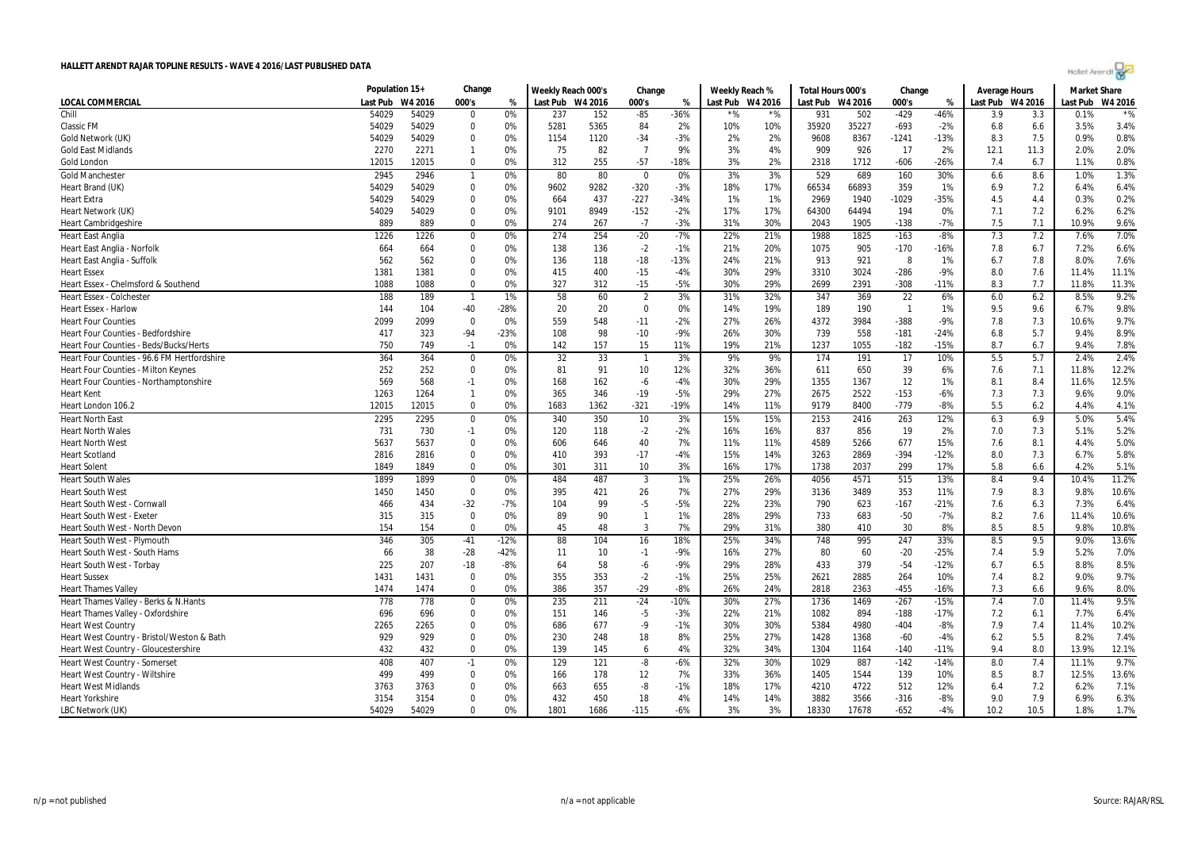# HALLETT ARENDT RAJAR TOPLINE RESULTS - WAVE 4 2016/LAST PUBLISHED DATA

| LOCAL COMMERCIAL | Population 15+ | | Change | | Weekly Reach 000's | | Change | | Weekly Reach % | | Total Hours 000's | | Change | | Average Hours | | Market Share | |
|---|---|---|---|---|---|---|---|---|---|---|---|---|---|---|---|---|---|---|
| | Last Pub | W4 2016 | 000's | % | Last Pub | W4 2016 | 000's | % | Last Pub | W4 2016 | Last Pub | W4 2016 | 000's | % | Last Pub | W4 2016 | Last Pub | W4 2016 |
| Chill | 54029 | 54029 | 0 | 0% | 237 | 152 | -85 | -36% | *% | *% | 931 | 502 | -429 | -46% | 3.9 | 3.3 | 0.1% | *% |
| Classic FM | 54029 | 54029 | 0 | 0% | 5281 | 5365 | 84 | 2% | 10% | 10% | 35920 | 35227 | -693 | -2% | 6.8 | 6.6 | 3.5% | 3.4% |
| Gold Network (UK) | 54029 | 54029 | 0 | 0% | 1154 | 1120 | -34 | -3% | 2% | 2% | 9608 | 8367 | -1241 | -13% | 8.3 | 7.5 | 0.9% | 0.8% |
| Gold East Midlands | 2270 | 2271 | 1 | 0% | 75 | 82 | 7 | 9% | 3% | 4% | 909 | 926 | 17 | 2% | 12.1 | 11.3 | 2.0% | 2.0% |
| Gold London | 12015 | 12015 | 0 | 0% | 312 | 255 | -57 | -18% | 3% | 2% | 2318 | 1712 | -606 | -26% | 7.4 | 6.7 | 1.1% | 0.8% |
| Gold Manchester | 2945 | 2946 | 1 | 0% | 80 | 80 | 0 | 0% | 3% | 3% | 529 | 689 | 160 | 30% | 6.6 | 8.6 | 1.0% | 1.3% |
| Heart Brand (UK) | 54029 | 54029 | 0 | 0% | 9602 | 9282 | -320 | -3% | 18% | 17% | 66534 | 66893 | 359 | 1% | 6.9 | 7.2 | 6.4% | 6.4% |
| Heart Extra | 54029 | 54029 | 0 | 0% | 664 | 437 | -227 | -34% | 1% | 1% | 2969 | 1940 | -1029 | -35% | 4.5 | 4.4 | 0.3% | 0.2% |
| Heart Network (UK) | 54029 | 54029 | 0 | 0% | 9101 | 8949 | -152 | -2% | 17% | 17% | 64300 | 64494 | 194 | 0% | 7.1 | 7.2 | 6.2% | 6.2% |
| Heart Cambridgeshire | 889 | 889 | 0 | 0% | 274 | 267 | -7 | -3% | 31% | 30% | 2043 | 1905 | -138 | -7% | 7.5 | 7.1 | 10.9% | 9.6% |
| Heart East Anglia | 1226 | 1226 | 0 | 0% | 274 | 254 | -20 | -7% | 22% | 21% | 1988 | 1825 | -163 | -8% | 7.3 | 7.2 | 7.6% | 7.0% |
| Heart East Anglia - Norfolk | 664 | 664 | 0 | 0% | 138 | 136 | -2 | -1% | 21% | 20% | 1075 | 905 | -170 | -16% | 7.8 | 6.7 | 7.2% | 6.6% |
| Heart East Anglia - Suffolk | 562 | 562 | 0 | 0% | 136 | 118 | -18 | -13% | 24% | 21% | 913 | 921 | 8 | 1% | 6.7 | 7.8 | 8.0% | 7.6% |
| Heart Essex | 1381 | 1381 | 0 | 0% | 415 | 400 | -15 | -4% | 30% | 29% | 3310 | 3024 | -286 | -9% | 8.0 | 7.6 | 11.4% | 11.1% |
| Heart Essex - Chelmsford & Southend | 1088 | 1088 | 0 | 0% | 327 | 312 | -15 | -5% | 30% | 29% | 2699 | 2391 | -308 | -11% | 8.3 | 7.7 | 11.8% | 11.3% |
| Heart Essex - Colchester | 188 | 189 | 1 | 1% | 58 | 60 | 2 | 3% | 31% | 32% | 347 | 369 | 22 | 6% | 6.0 | 6.2 | 8.5% | 9.2% |
| Heart Essex - Harlow | 144 | 104 | -40 | -28% | 20 | 20 | 0 | 0% | 14% | 19% | 189 | 190 | 1 | 1% | 9.5 | 9.6 | 6.7% | 9.8% |
| Heart Four Counties | 2099 | 2099 | 0 | 0% | 559 | 548 | -11 | -2% | 27% | 26% | 4372 | 3984 | -388 | -9% | 7.8 | 7.3 | 10.6% | 9.7% |
| Heart Four Counties - Bedfordshire | 417 | 323 | -94 | -23% | 108 | 98 | -10 | -9% | 26% | 30% | 739 | 558 | -181 | -24% | 6.8 | 5.7 | 9.4% | 8.9% |
| Heart Four Counties - Beds/Bucks/Herts | 750 | 749 | -1 | 0% | 142 | 157 | 15 | 11% | 19% | 21% | 1237 | 1055 | -182 | -15% | 8.7 | 6.7 | 9.4% | 7.8% |
| Heart Four Counties - 96.6 FM Hertfordshire | 364 | 364 | 0 | 0% | 32 | 33 | 1 | 3% | 9% | 9% | 174 | 191 | 17 | 10% | 5.5 | 5.7 | 2.4% | 2.4% |
| Heart Four Counties - Milton Keynes | 252 | 252 | 0 | 0% | 81 | 91 | 10 | 12% | 32% | 36% | 611 | 650 | 39 | 6% | 7.6 | 7.1 | 11.8% | 12.2% |
| Heart Four Counties - Northamptonshire | 569 | 568 | -1 | 0% | 168 | 162 | -6 | -4% | 30% | 29% | 1355 | 1367 | 12 | 1% | 8.1 | 8.4 | 11.6% | 12.5% |
| Heart Kent | 1263 | 1264 | 1 | 0% | 365 | 346 | -19 | -5% | 29% | 27% | 2675 | 2522 | -153 | -6% | 7.3 | 7.3 | 9.6% | 9.0% |
| Heart London 106.2 | 12015 | 12015 | 0 | 0% | 1683 | 1362 | -321 | -19% | 14% | 11% | 9179 | 8400 | -779 | -8% | 5.5 | 6.2 | 4.4% | 4.1% |
| Heart North East | 2295 | 2295 | 0 | 0% | 340 | 350 | 10 | 3% | 15% | 15% | 2153 | 2416 | 263 | 12% | 6.3 | 6.9 | 5.0% | 5.4% |
| Heart North Wales | 731 | 730 | -1 | 0% | 120 | 118 | -2 | -2% | 16% | 16% | 837 | 856 | 19 | 2% | 7.0 | 7.3 | 5.1% | 5.2% |
| Heart North West | 5637 | 5637 | 0 | 0% | 606 | 646 | 40 | 7% | 11% | 11% | 4589 | 5266 | 677 | 15% | 7.6 | 8.1 | 4.4% | 5.0% |
| Heart Scotland | 2816 | 2816 | 0 | 0% | 410 | 393 | -17 | -4% | 15% | 14% | 3263 | 2869 | -394 | -12% | 8.0 | 7.3 | 6.7% | 5.8% |
| Heart Solent | 1849 | 1849 | 0 | 0% | 301 | 311 | 10 | 3% | 16% | 17% | 1738 | 2037 | 299 | 17% | 5.8 | 6.6 | 4.2% | 5.1% |
| Heart South Wales | 1899 | 1899 | 0 | 0% | 484 | 487 | 3 | 1% | 25% | 26% | 4056 | 4571 | 515 | 13% | 8.4 | 9.4 | 10.4% | 11.2% |
| Heart South West | 1450 | 1450 | 0 | 0% | 395 | 421 | 26 | 7% | 27% | 29% | 3136 | 3489 | 353 | 11% | 7.9 | 8.3 | 9.8% | 10.6% |
| Heart South West - Cornwall | 466 | 434 | -32 | -7% | 104 | 99 | -5 | -5% | 22% | 23% | 790 | 623 | -167 | -21% | 7.6 | 6.3 | 7.3% | 6.4% |
| Heart South West - Exeter | 315 | 315 | 0 | 0% | 89 | 90 | 1 | 1% | 28% | 29% | 733 | 683 | -50 | -7% | 8.2 | 7.6 | 11.4% | 10.6% |
| Heart South West - North Devon | 154 | 154 | 0 | 0% | 45 | 48 | 3 | 7% | 29% | 31% | 380 | 410 | 30 | 8% | 8.5 | 8.5 | 9.8% | 10.8% |
| Heart South West - Plymouth | 346 | 305 | -41 | -12% | 88 | 104 | 16 | 18% | 25% | 34% | 748 | 995 | 247 | 33% | 8.5 | 9.5 | 9.0% | 13.6% |
| Heart South West - South Hams | 66 | 38 | -28 | -42% | 11 | 10 | -1 | -9% | 16% | 27% | 80 | 60 | -20 | -25% | 7.4 | 5.9 | 5.2% | 7.0% |
| Heart South West - Torbay | 225 | 207 | -18 | -8% | 64 | 58 | -6 | -9% | 29% | 28% | 433 | 379 | -54 | -12% | 6.7 | 6.5 | 8.8% | 8.5% |
| Heart Sussex | 1431 | 1431 | 0 | 0% | 355 | 353 | -2 | -1% | 25% | 25% | 2621 | 2885 | 264 | 10% | 7.4 | 8.2 | 9.0% | 9.7% |
| Heart Thames Valley | 1474 | 1474 | 0 | 0% | 386 | 357 | -29 | -8% | 26% | 24% | 2818 | 2363 | -455 | -16% | 7.3 | 6.6 | 9.6% | 8.0% |
| Heart Thames Valley - Berks & N.Hants | 778 | 778 | 0 | 0% | 235 | 211 | -24 | -10% | 30% | 27% | 1736 | 1469 | -267 | -15% | 7.4 | 7.0 | 11.4% | 9.5% |
| Heart Thames Valley - Oxfordshire | 696 | 696 | 0 | 0% | 151 | 146 | -5 | -3% | 22% | 21% | 1082 | 894 | -188 | -17% | 7.2 | 6.1 | 7.7% | 6.4% |
| Heart West Country | 2265 | 2265 | 0 | 0% | 686 | 677 | -9 | -1% | 30% | 30% | 5384 | 4980 | -404 | -8% | 7.9 | 7.4 | 11.4% | 10.2% |
| Heart West Country - Bristol/Weston & Bath | 929 | 929 | 0 | 0% | 230 | 248 | 18 | 8% | 25% | 27% | 1428 | 1368 | -60 | -4% | 6.2 | 5.5 | 8.2% | 7.4% |
| Heart West Country - Gloucestershire | 432 | 432 | 0 | 0% | 139 | 145 | 6 | 4% | 32% | 34% | 1304 | 1164 | -140 | -11% | 9.4 | 8.0 | 13.9% | 12.1% |
| Heart West Country - Somerset | 408 | 407 | -1 | 0% | 129 | 121 | -8 | -6% | 32% | 30% | 1029 | 887 | -142 | -14% | 8.0 | 7.4 | 11.1% | 9.7% |
| Heart West Country - Wiltshire | 499 | 499 | 0 | 0% | 166 | 178 | 12 | 7% | 33% | 36% | 1405 | 1544 | 139 | 10% | 8.5 | 8.7 | 12.5% | 13.6% |
| Heart West Midlands | 3763 | 3763 | 0 | 0% | 663 | 655 | -8 | -1% | 18% | 17% | 4210 | 4722 | 512 | 12% | 6.4 | 7.2 | 6.2% | 7.1% |
| Heart Yorkshire | 3154 | 3154 | 0 | 0% | 432 | 450 | 18 | 4% | 14% | 14% | 3882 | 3566 | -316 | -8% | 9.0 | 7.9 | 6.9% | 6.3% |
| LBC Network (UK) | 54029 | 54029 | 0 | 0% | 1801 | 1686 | -115 | -6% | 3% | 3% | 18330 | 17678 | -652 | -4% | 10.2 | 10.5 | 1.8% | 1.7% |

n/p = not published

n/a = not applicable

Source: RAJAR/RSL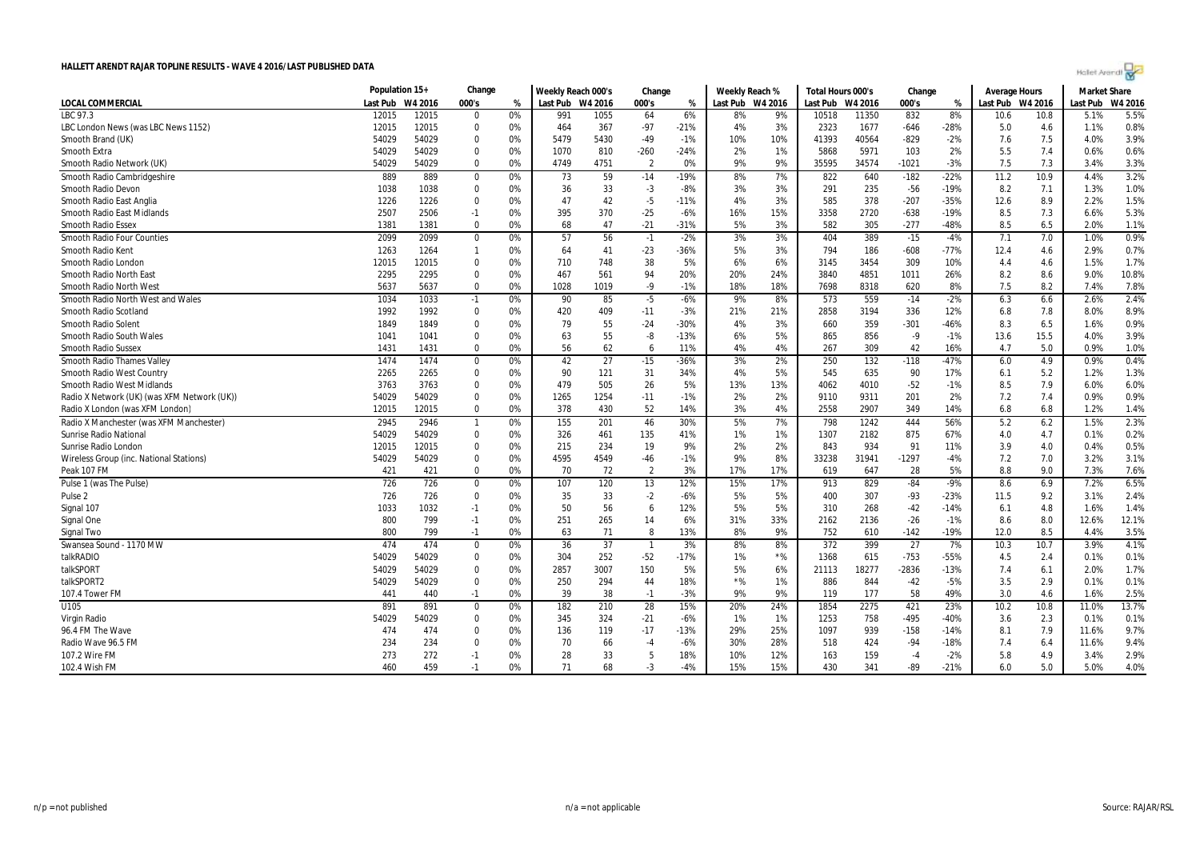# HALLETT ARENDT RAJAR TOPLINE RESULTS - WAVE 4 2016/LAST PUBLISHED DATA

| | Population 15+ | | Change | | Weekly Reach 000's | | Change | | Weekly Reach % | | Total Hours 000's | | Change | | Average Hours | | Market Share | |
|---|---|---|---|---|---|---|---|---|---|---|---|---|---|---|---|---|---|---|
| LOCAL COMMERCIAL | Last Pub | W4 2016 | 000's | % | Last Pub | W4 2016 | 000's | % | Last Pub | W4 2016 | Last Pub | W4 2016 | 000's | % | Last Pub | W4 2016 | Last Pub | W4 2016 |
| LBC 97.3 | 12015 | 12015 | 0 | 0% | 991 | 1055 | 64 | 6% | 8% | 9% | 10518 | 11350 | 832 | 8% | 10.6 | 10.8 | 5.1% | 5.5% |
| LBC London News (was LBC News 1152) | 12015 | 12015 | 0 | 0% | 464 | 367 | -97 | -21% | 4% | 3% | 2323 | 1677 | -646 | -28% | 5.0 | 4.6 | 1.1% | 0.8% |
| Smooth Brand (UK) | 54029 | 54029 | 0 | 0% | 5479 | 5430 | -49 | -1% | 10% | 10% | 41393 | 40564 | -829 | -2% | 7.6 | 7.5 | 4.0% | 3.9% |
| Smooth Extra | 54029 | 54029 | 0 | 0% | 1070 | 810 | -260 | -24% | 2% | 1% | 5868 | 5971 | 103 | 2% | 5.5 | 7.4 | 0.6% | 0.6% |
| Smooth Radio Network (UK) | 54029 | 54029 | 0 | 0% | 4749 | 4751 | 2 | 0% | 9% | 9% | 35595 | 34574 | -1021 | -3% | 7.5 | 7.3 | 3.4% | 3.3% |
| Smooth Radio Cambridgeshire | 889 | 889 | 0 | 0% | 73 | 59 | -14 | -19% | 8% | 7% | 822 | 640 | -182 | -22% | 11.2 | 10.9 | 4.4% | 3.2% |
| Smooth Radio Devon | 1038 | 1038 | 0 | 0% | 36 | 33 | -3 | -8% | 3% | 3% | 291 | 235 | -56 | -19% | 8.2 | 7.1 | 1.3% | 1.0% |
| Smooth Radio East Anglia | 1226 | 1226 | 0 | 0% | 47 | 42 | -5 | -11% | 4% | 3% | 585 | 378 | -207 | -35% | 12.6 | 8.9 | 2.2% | 1.5% |
| Smooth Radio East Midlands | 2507 | 2506 | -1 | 0% | 395 | 370 | -25 | -6% | 16% | 15% | 3358 | 2720 | -638 | -19% | 8.5 | 7.3 | 6.6% | 5.3% |
| Smooth Radio Essex | 1381 | 1381 | 0 | 0% | 68 | 47 | -21 | -31% | 5% | 3% | 582 | 305 | -277 | -48% | 8.5 | 6.5 | 2.0% | 1.1% |
| Smooth Radio Four Counties | 2099 | 2099 | 0 | 0% | 57 | 56 | -1 | -2% | 3% | 3% | 404 | 389 | -15 | -4% | 7.1 | 7.0 | 1.0% | 0.9% |
| Smooth Radio Kent | 1263 | 1264 | 1 | 0% | 64 | 41 | -23 | -36% | 5% | 3% | 794 | 186 | -608 | -77% | 12.4 | 4.6 | 2.9% | 0.7% |
| Smooth Radio London | 12015 | 12015 | 0 | 0% | 710 | 748 | 38 | 5% | 6% | 6% | 3145 | 3454 | 309 | 10% | 4.4 | 4.6 | 1.5% | 1.7% |
| Smooth Radio North East | 2295 | 2295 | 0 | 0% | 467 | 561 | 94 | 20% | 20% | 24% | 3840 | 4851 | 1011 | 26% | 8.2 | 8.6 | 9.0% | 10.8% |
| Smooth Radio North West | 5637 | 5637 | 0 | 0% | 1028 | 1019 | -9 | -1% | 18% | 18% | 7698 | 8318 | 620 | 8% | 7.5 | 8.2 | 7.4% | 7.8% |
| Smooth Radio North West and Wales | 1034 | 1033 | -1 | 0% | 90 | 85 | -5 | -6% | 9% | 8% | 573 | 559 | -14 | -2% | 6.3 | 6.6 | 2.6% | 2.4% |
| Smooth Radio Scotland | 1992 | 1992 | 0 | 0% | 420 | 409 | -11 | -3% | 21% | 21% | 2858 | 3194 | 336 | 12% | 6.8 | 7.8 | 8.0% | 8.9% |
| Smooth Radio Solent | 1849 | 1849 | 0 | 0% | 79 | 55 | -24 | -30% | 4% | 3% | 660 | 359 | -301 | -46% | 8.3 | 6.5 | 1.6% | 0.9% |
| Smooth Radio South Wales | 1041 | 1041 | 0 | 0% | 63 | 55 | -8 | -13% | 6% | 5% | 865 | 856 | -9 | -1% | 13.6 | 15.5 | 4.0% | 3.9% |
| Smooth Radio Sussex | 1431 | 1431 | 0 | 0% | 56 | 62 | 6 | 11% | 4% | 4% | 267 | 309 | 42 | 16% | 4.7 | 5.0 | 0.9% | 1.0% |
| Smooth Radio Thames Valley | 1474 | 1474 | 0 | 0% | 42 | 27 | -15 | -36% | 3% | 2% | 250 | 132 | -118 | -47% | 6.0 | 4.9 | 0.9% | 0.4% |
| Smooth Radio West Country | 2265 | 2265 | 0 | 0% | 90 | 121 | 31 | 34% | 4% | 5% | 545 | 635 | 90 | 17% | 6.1 | 5.2 | 1.2% | 1.3% |
| Smooth Radio West Midlands | 3763 | 3763 | 0 | 0% | 479 | 505 | 26 | 5% | 13% | 13% | 4062 | 4010 | -52 | -1% | 8.5 | 7.9 | 6.0% | 6.0% |
| Radio X Network (UK) (was XFM Network (UK)) | 54029 | 54029 | 0 | 0% | 1265 | 1254 | -11 | -1% | 2% | 2% | 9110 | 9311 | 201 | 2% | 7.2 | 7.4 | 0.9% | 0.9% |
| Radio X London (was XFM London) | 12015 | 12015 | 0 | 0% | 378 | 430 | 52 | 14% | 3% | 4% | 2558 | 2907 | 349 | 14% | 6.8 | 6.8 | 1.2% | 1.4% |
| Radio X Manchester (was XFM Manchester) | 2945 | 2946 | 1 | 0% | 155 | 201 | 46 | 30% | 5% | 7% | 798 | 1242 | 444 | 56% | 5.2 | 6.2 | 1.5% | 2.3% |
| Sunrise Radio National | 54029 | 54029 | 0 | 0% | 326 | 461 | 135 | 41% | 1% | 1% | 1307 | 2182 | 875 | 67% | 4.0 | 4.7 | 0.1% | 0.2% |
| Sunrise Radio London | 12015 | 12015 | 0 | 0% | 215 | 234 | 19 | 9% | 2% | 2% | 843 | 934 | 91 | 11% | 3.9 | 4.0 | 0.4% | 0.5% |
| Wireless Group (inc. National Stations) | 54029 | 54029 | 0 | 0% | 4595 | 4549 | -46 | -1% | 9% | 8% | 33238 | 31941 | -1297 | -4% | 7.2 | 7.0 | 3.2% | 3.1% |
| Peak 107 FM | 421 | 421 | 0 | 0% | 70 | 72 | 2 | 3% | 17% | 17% | 619 | 647 | 28 | 5% | 8.8 | 9.0 | 7.3% | 7.6% |
| Pulse 1 (was The Pulse) | 726 | 726 | 0 | 0% | 107 | 120 | 13 | 12% | 15% | 17% | 913 | 829 | -84 | -9% | 8.6 | 6.9 | 7.2% | 6.5% |
| Pulse 2 | 726 | 726 | 0 | 0% | 35 | 33 | -2 | -6% | 5% | 5% | 400 | 307 | -93 | -23% | 11.5 | 9.2 | 3.1% | 2.4% |
| Signal 107 | 1033 | 1032 | -1 | 0% | 50 | 56 | 6 | 12% | 5% | 5% | 310 | 268 | -42 | -14% | 6.1 | 4.8 | 1.6% | 1.4% |
| Signal One | 800 | 799 | -1 | 0% | 251 | 265 | 14 | 6% | 31% | 33% | 2162 | 2136 | -26 | -1% | 8.6 | 8.0 | 12.6% | 12.1% |
| Signal Two | 800 | 799 | -1 | 0% | 63 | 71 | 8 | 13% | 8% | 9% | 752 | 610 | -142 | -19% | 12.0 | 8.5 | 4.4% | 3.5% |
| Swansea Sound - 1170 MW | 474 | 474 | 0 | 0% | 36 | 37 | 1 | 3% | 8% | 8% | 372 | 399 | 27 | 7% | 10.3 | 10.7 | 3.9% | 4.1% |
| talkRADIO | 54029 | 54029 | 0 | 0% | 304 | 252 | -52 | -17% | 1% | *% | 1368 | 615 | -753 | -55% | 4.5 | 2.4 | 0.1% | 0.1% |
| talkSPORT | 54029 | 54029 | 0 | 0% | 2857 | 3007 | 150 | 5% | 5% | 6% | 21113 | 18277 | -2836 | -13% | 7.4 | 6.1 | 2.0% | 1.7% |
| talkSPORT2 | 54029 | 54029 | 0 | 0% | 250 | 294 | 44 | 18% | *% | 1% | 886 | 844 | -42 | -5% | 3.5 | 2.9 | 0.1% | 0.1% |
| 107.4 Tower FM | 441 | 440 | -1 | 0% | 39 | 38 | -1 | -3% | 9% | 9% | 119 | 177 | 58 | 49% | 3.0 | 4.6 | 1.6% | 2.5% |
| U105 | 891 | 891 | 0 | 0% | 182 | 210 | 28 | 15% | 20% | 24% | 1854 | 2275 | 421 | 23% | 10.2 | 10.8 | 11.0% | 13.7% |
| Virgin Radio | 54029 | 54029 | 0 | 0% | 345 | 324 | -21 | -6% | 1% | 1% | 1253 | 758 | -495 | -40% | 3.6 | 2.3 | 0.1% | 0.1% |
| 96.4 FM The Wave | 474 | 474 | 0 | 0% | 136 | 119 | -17 | -13% | 29% | 25% | 1097 | 939 | -158 | -14% | 8.1 | 7.9 | 11.6% | 9.7% |
| Radio Wave 96.5 FM | 234 | 234 | 0 | 0% | 70 | 66 | -4 | -6% | 30% | 28% | 518 | 424 | -94 | -18% | 7.4 | 6.4 | 11.6% | 9.4% |
| 107.2 Wire FM | 273 | 272 | -1 | 0% | 28 | 33 | 5 | 18% | 10% | 12% | 163 | 159 | -4 | -2% | 5.8 | 4.9 | 3.4% | 2.9% |
| 102.4 Wish FM | 460 | 459 | -1 | 0% | 71 | 68 | -3 | -4% | 15% | 15% | 430 | 341 | -89 | -21% | 6.0 | 5.0 | 5.0% | 4.0% |

n/p = not published

n/a = not applicable

Source: RAJAR/RSL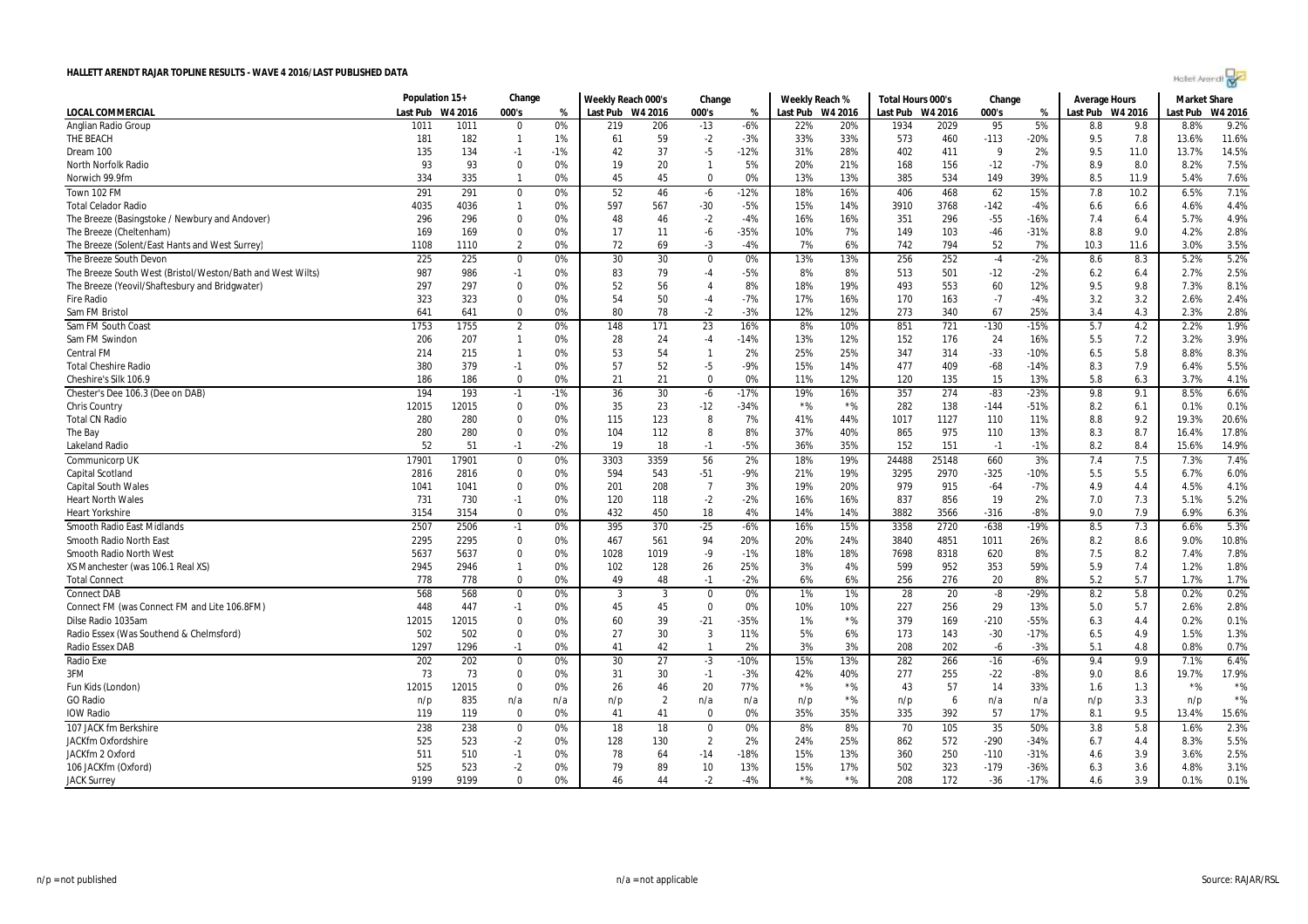# HALLETT ARENDT RAJAR TOPLINE RESULTS - WAVE 4 2016/LAST PUBLISHED DATA

| LOCAL COMMERCIAL | Population 15+ | | Change | | Weekly Reach 000's | | Change | | Weekly Reach % | | Total Hours 000's | | Change | | Average Hours | | Market Share | |
|---|---|---|---|---|---|---|---|---|---|---|---|---|---|---|---|---|---|---|
| | Last Pub | W4 2016 | 000's | % | Last Pub | W4 2016 | 000's | % | Last Pub | W4 2016 | Last Pub | W4 2016 | 000's | % | Last Pub | W4 2016 | Last Pub | W4 2016 |
| Anglian Radio Group | 1011 | 1011 | 0 | 0% | 219 | 206 | -13 | -6% | 22% | 20% | 1934 | 2029 | 95 | 5% | 8.8 | 9.8 | 8.8% | 9.2% |
| THE BEACH | 181 | 182 | 1 | 1% | 61 | 59 | -2 | -3% | 33% | 33% | 573 | 460 | -113 | -20% | 9.5 | 7.8 | 13.6% | 11.6% |
| Dream 100 | 135 | 134 | -1 | -1% | 42 | 37 | -5 | -12% | 31% | 28% | 402 | 411 | 9 | 2% | 9.5 | 11.0 | 13.7% | 14.5% |
| North Norfolk Radio | 93 | 93 | 0 | 0% | 19 | 20 | 1 | 5% | 20% | 21% | 168 | 156 | -12 | -7% | 8.9 | 8.0 | 8.2% | 7.5% |
| Norwich 99.9fm | 334 | 335 | 1 | 0% | 45 | 45 | 0 | 0% | 13% | 13% | 385 | 534 | 149 | 39% | 8.5 | 11.9 | 5.4% | 7.6% |
| Town 102 FM | 291 | 291 | 0 | 0% | 52 | 46 | -6 | -12% | 18% | 16% | 406 | 468 | 62 | 15% | 7.8 | 10.2 | 6.5% | 7.1% |
| Total Celador Radio | 4035 | 4036 | 1 | 0% | 597 | 567 | -30 | -5% | 15% | 14% | 3910 | 3768 | -142 | -4% | 6.6 | 6.6 | 4.6% | 4.4% |
| The Breeze (Basingstoke / Newbury and Andover) | 296 | 296 | 0 | 0% | 48 | 46 | -2 | -4% | 16% | 16% | 351 | 296 | -55 | -16% | 7.4 | 6.4 | 5.7% | 4.9% |
| The Breeze (Cheltenham) | 169 | 169 | 0 | 0% | 17 | 11 | -6 | -35% | 10% | 7% | 149 | 103 | -46 | -31% | 8.8 | 9.0 | 4.2% | 2.8% |
| The Breeze (Solent/East Hants and West Surrey) | 1108 | 1110 | 2 | 0% | 72 | 69 | -3 | -4% | 7% | 6% | 742 | 794 | 52 | 7% | 10.3 | 11.6 | 3.0% | 3.5% |
| The Breeze South Devon | 225 | 225 | 0 | 0% | 30 | 30 | 0 | 0% | 13% | 13% | 256 | 252 | -4 | -2% | 8.6 | 8.3 | 5.2% | 5.2% |
| The Breeze South West (Bristol/Weston/Bath and West Wilts) | 987 | 986 | -1 | 0% | 83 | 79 | -4 | -5% | 8% | 8% | 513 | 501 | -12 | -2% | 6.2 | 6.4 | 2.7% | 2.5% |
| The Breeze (Yeovil/Shaftesbury and Bridgwater) | 297 | 297 | 0 | 0% | 52 | 56 | 4 | 8% | 18% | 19% | 493 | 553 | 60 | 12% | 9.5 | 9.8 | 7.3% | 8.1% |
| Fire Radio | 323 | 323 | 0 | 0% | 54 | 50 | -4 | -7% | 17% | 16% | 170 | 163 | -7 | -4% | 3.2 | 3.2 | 2.6% | 2.4% |
| Sam FM Bristol | 641 | 641 | 0 | 0% | 80 | 78 | -2 | -3% | 12% | 12% | 273 | 340 | 67 | 25% | 3.4 | 4.3 | 2.3% | 2.8% |
| Sam FM South Coast | 1753 | 1755 | 2 | 0% | 148 | 171 | 23 | 16% | 8% | 10% | 851 | 721 | -130 | -15% | 5.7 | 4.2 | 2.2% | 1.9% |
| Sam FM Swindon | 206 | 207 | 1 | 0% | 28 | 24 | -4 | -14% | 13% | 12% | 152 | 176 | 24 | 16% | 5.5 | 7.2 | 3.2% | 3.9% |
| Central FM | 214 | 215 | 1 | 0% | 53 | 54 | 1 | 2% | 25% | 25% | 347 | 314 | -33 | -10% | 6.5 | 5.8 | 8.8% | 8.3% |
| Total Cheshire Radio | 380 | 379 | -1 | 0% | 57 | 52 | -5 | -9% | 15% | 14% | 477 | 409 | -68 | -14% | 8.3 | 7.9 | 6.4% | 5.5% |
| Cheshire's Silk 106.9 | 186 | 186 | 0 | 0% | 21 | 21 | 0 | 0% | 11% | 12% | 120 | 135 | 15 | 13% | 5.8 | 6.3 | 3.7% | 4.1% |
| Chester's Dee 106.3 (Dee on DAB) | 194 | 193 | -1 | -1% | 36 | 30 | -6 | -17% | 19% | 16% | 357 | 274 | -83 | -23% | 9.8 | 9.1 | 8.5% | 6.6% |
| Chris Country | 12015 | 12015 | 0 | 0% | 35 | 23 | -12 | -34% | *% | *% | 282 | 138 | -144 | -51% | 8.2 | 6.1 | 0.1% | 0.1% |
| Total CN Radio | 280 | 280 | 0 | 0% | 115 | 123 | 8 | 7% | 41% | 44% | 1017 | 1127 | 110 | 11% | 8.8 | 9.2 | 19.3% | 20.6% |
| The Bay | 280 | 280 | 0 | 0% | 104 | 112 | 8 | 8% | 37% | 40% | 865 | 975 | 110 | 13% | 8.3 | 8.7 | 16.4% | 17.8% |
| Lakeland Radio | 52 | 51 | -1 | -2% | 19 | 18 | -1 | -5% | 36% | 35% | 152 | 151 | -1 | -1% | 8.2 | 8.4 | 15.6% | 14.9% |
| Communicorp UK | 17901 | 17901 | 0 | 0% | 3303 | 3359 | 56 | 2% | 18% | 19% | 24488 | 25148 | 660 | 3% | 7.4 | 7.5 | 7.3% | 7.4% |
| Capital Scotland | 2816 | 2816 | 0 | 0% | 594 | 543 | -51 | -9% | 21% | 19% | 3295 | 2970 | -325 | -10% | 5.5 | 5.5 | 6.7% | 6.0% |
| Capital South Wales | 1041 | 1041 | 0 | 0% | 201 | 208 | 7 | 3% | 19% | 20% | 979 | 915 | -64 | -7% | 4.9 | 4.4 | 4.5% | 4.1% |
| Heart North Wales | 731 | 730 | -1 | 0% | 120 | 118 | -2 | -2% | 16% | 16% | 837 | 856 | 19 | 2% | 7.0 | 7.3 | 5.1% | 5.2% |
| Heart Yorkshire | 3154 | 3154 | 0 | 0% | 432 | 450 | 18 | 4% | 14% | 14% | 3882 | 3566 | -316 | -8% | 9.0 | 7.9 | 6.9% | 6.3% |
| Smooth Radio East Midlands | 2507 | 2506 | -1 | 0% | 395 | 370 | -25 | -6% | 16% | 15% | 3358 | 2720 | -638 | -19% | 8.5 | 7.3 | 6.6% | 5.3% |
| Smooth Radio North East | 2295 | 2295 | 0 | 0% | 467 | 561 | 94 | 20% | 20% | 24% | 3840 | 4851 | 1011 | 26% | 8.2 | 8.6 | 9.0% | 10.8% |
| Smooth Radio North West | 5637 | 5637 | 0 | 0% | 1028 | 1019 | -9 | -1% | 18% | 18% | 7698 | 8318 | 620 | 8% | 7.5 | 8.2 | 7.4% | 7.8% |
| XS Manchester (was 106.1 Real XS) | 2945 | 2946 | 1 | 0% | 102 | 128 | 26 | 25% | 3% | 4% | 599 | 952 | 353 | 59% | 5.9 | 7.4 | 1.2% | 1.8% |
| Total Connect | 778 | 778 | 0 | 0% | 49 | 48 | -1 | -2% | 6% | 6% | 256 | 276 | 20 | 8% | 5.2 | 5.7 | 1.7% | 1.7% |
| Connect DAB | 568 | 568 | 0 | 0% | 3 | 3 | 0 | 0% | 1% | 1% | 28 | 20 | -8 | -29% | 8.2 | 5.8 | 0.2% | 0.2% |
| Connect FM (was Connect FM and Lite 106.8FM) | 448 | 447 | -1 | 0% | 45 | 45 | 0 | 0% | 10% | 10% | 227 | 256 | 29 | 13% | 5.0 | 5.7 | 2.6% | 2.8% |
| Dilse Radio 1035am | 12015 | 12015 | 0 | 0% | 60 | 39 | -21 | -35% | 1% | *% | 379 | 169 | -210 | -55% | 6.3 | 4.4 | 0.2% | 0.1% |
| Radio Essex (Was Southend & Chelmsford) | 502 | 502 | 0 | 0% | 27 | 30 | 3 | 11% | 5% | 6% | 173 | 143 | -30 | -17% | 6.5 | 4.9 | 1.5% | 1.3% |
| Radio Essex DAB | 1297 | 1296 | -1 | 0% | 41 | 42 | 1 | 2% | 3% | 3% | 208 | 202 | -6 | -3% | 5.1 | 4.8 | 0.8% | 0.7% |
| Radio Exe | 202 | 202 | 0 | 0% | 30 | 27 | -3 | -10% | 15% | 13% | 282 | 266 | -16 | -6% | 9.4 | 9.9 | 7.1% | 6.4% |
| 3FM | 73 | 73 | 0 | 0% | 31 | 30 | -1 | -3% | 42% | 40% | 277 | 255 | -22 | -8% | 9.0 | 8.6 | 19.7% | 17.9% |
| Fun Kids (London) | 12015 | 12015 | 0 | 0% | 26 | 46 | 20 | 77% | *% | *% | 43 | 57 | 14 | 33% | 1.6 | 1.3 | *% | *% |
| GO Radio | n/p | 835 | n/a | n/a | n/p | 2 | n/a | n/a | n/p | *% | n/p | 6 | n/a | n/a | n/p | 3.3 | n/p | *% |
| IOW Radio | 119 | 119 | 0 | 0% | 41 | 41 | 0 | 0% | 35% | 35% | 335 | 392 | 57 | 17% | 8.1 | 9.5 | 13.4% | 15.6% |
| 107 JACK fm Berkshire | 238 | 238 | 0 | 0% | 18 | 18 | 0 | 0% | 8% | 8% | 70 | 105 | 35 | 50% | 3.8 | 5.8 | 1.6% | 2.3% |
| JACKfm Oxfordshire | 525 | 523 | -2 | 0% | 128 | 130 | 2 | 2% | 24% | 25% | 862 | 572 | -290 | -34% | 6.7 | 4.4 | 8.3% | 5.5% |
| JACKfm 2 Oxford | 511 | 510 | -1 | 0% | 78 | 64 | -14 | -18% | 15% | 13% | 360 | 250 | -110 | -31% | 4.6 | 3.9 | 3.6% | 2.5% |
| 106 JACKfm (Oxford) | 525 | 523 | -2 | 0% | 79 | 89 | 10 | 13% | 15% | 17% | 502 | 323 | -179 | -36% | 6.3 | 3.6 | 4.8% | 3.1% |
| JACK Surrey | 9199 | 9199 | 0 | 0% | 46 | 44 | -2 | -4% | *% | *% | 208 | 172 | -36 | -17% | 4.6 | 3.9 | 0.1% | 0.1% |

n/p = not published    n/a = not applicable    Source: RAJAR/RSL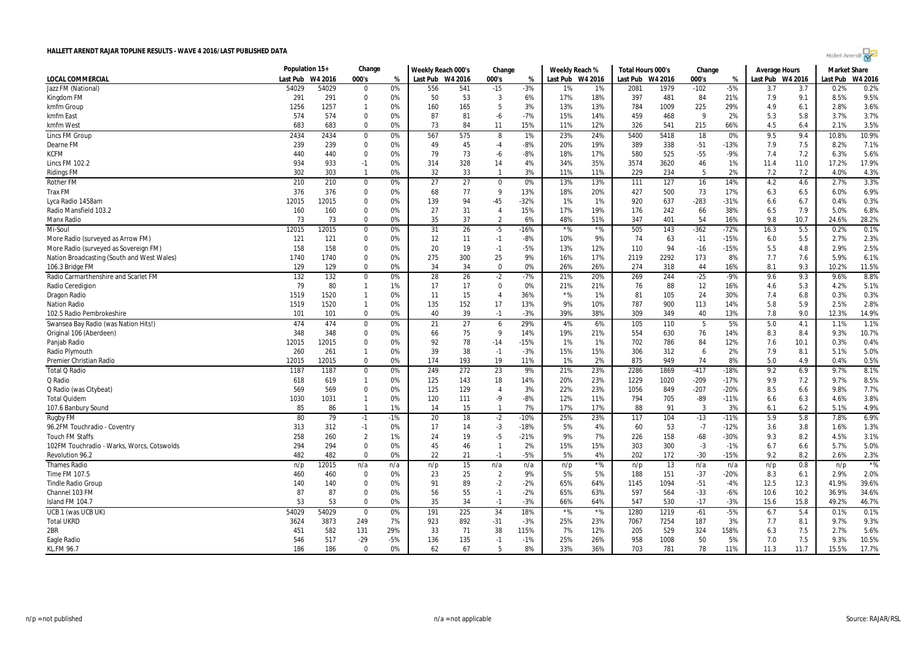# HALLETT ARENDT RAJAR TOPLINE RESULTS - WAVE 4 2016/LAST PUBLISHED DATA

| LOCAL COMMERCIAL | Population 15+ | | Change | | Weekly Reach 000's | | Change | | Weekly Reach % | | Total Hours 000's | | Change | | Average Hours | | Market Share | |
|---|---|---|---|---|---|---|---|---|---|---|---|---|---|---|---|---|---|---|
| | Last Pub | W4 2016 | 000's | % | Last Pub | W4 2016 | 000's | % | Last Pub | W4 2016 | Last Pub | W4 2016 | 000's | % | Last Pub | W4 2016 | Last Pub | W4 2016 |
| Jazz FM (National) | 54029 | 54029 | 0 | 0% | 556 | 541 | -15 | -3% | 1% | 1% | 2081 | 1979 | -102 | -5% | 3.7 | 3.7 | 0.2% | 0.2% |
| Kingdom FM | 291 | 291 | 0 | 0% | 50 | 53 | 3 | 6% | 17% | 18% | 397 | 481 | 84 | 21% | 7.9 | 9.1 | 8.5% | 9.5% |
| kmfm Group | 1256 | 1257 | 1 | 0% | 160 | 165 | 5 | 3% | 13% | 13% | 784 | 1009 | 225 | 29% | 4.9 | 6.1 | 2.8% | 3.6% |
| kmfm East | 574 | 574 | 0 | 0% | 87 | 81 | -6 | -7% | 15% | 14% | 459 | 468 | 9 | 2% | 5.3 | 5.8 | 3.7% | 3.7% |
| kmfm West | 683 | 683 | 0 | 0% | 73 | 84 | 11 | 15% | 11% | 12% | 326 | 541 | 215 | 66% | 4.5 | 6.4 | 2.1% | 3.5% |
| Lincs FM Group | 2434 | 2434 | 0 | 0% | 567 | 575 | 8 | 1% | 23% | 24% | 5400 | 5418 | 18 | 0% | 9.5 | 9.4 | 10.8% | 10.9% |
| Dearne FM | 239 | 239 | 0 | 0% | 49 | 45 | -4 | -8% | 20% | 19% | 389 | 338 | -51 | -13% | 7.9 | 7.5 | 8.2% | 7.1% |
| KCFM | 440 | 440 | 0 | 0% | 79 | 73 | -6 | -8% | 18% | 17% | 580 | 525 | -55 | -9% | 7.4 | 7.2 | 6.3% | 5.6% |
| Lincs FM 102.2 | 934 | 933 | -1 | 0% | 314 | 328 | 14 | 4% | 34% | 35% | 3574 | 3620 | 46 | 1% | 11.4 | 11.0 | 17.2% | 17.9% |
| Ridings FM | 302 | 303 | 1 | 0% | 32 | 33 | 1 | 3% | 11% | 11% | 229 | 234 | 5 | 2% | 7.2 | 7.2 | 4.0% | 4.3% |
| Rother FM | 210 | 210 | 0 | 0% | 27 | 27 | 0 | 0% | 13% | 13% | 111 | 127 | 16 | 14% | 4.2 | 4.6 | 2.7% | 3.3% |
| Trax FM | 376 | 376 | 0 | 0% | 68 | 77 | 9 | 13% | 18% | 20% | 427 | 500 | 73 | 17% | 6.3 | 6.5 | 6.0% | 6.9% |
| Lyca Radio 1458am | 12015 | 12015 | 0 | 0% | 139 | 94 | -45 | -32% | 1% | 1% | 920 | 637 | -283 | -31% | 6.6 | 6.7 | 0.4% | 0.3% |
| Radio Mansfield 103.2 | 160 | 160 | 0 | 0% | 27 | 31 | 4 | 15% | 17% | 19% | 176 | 242 | 66 | 38% | 6.5 | 7.9 | 5.0% | 6.8% |
| Manx Radio | 73 | 73 | 0 | 0% | 35 | 37 | 2 | 6% | 48% | 51% | 347 | 401 | 54 | 16% | 9.8 | 10.7 | 24.6% | 28.2% |
| Mi-Soul | 12015 | 12015 | 0 | 0% | 31 | 26 | -5 | -16% | *% | *% | 505 | 143 | -362 | -72% | 16.3 | 5.5 | 0.2% | 0.1% |
| More Radio (surveyed as Arrow FM) | 121 | 121 | 0 | 0% | 12 | 11 | -1 | -8% | 10% | 9% | 74 | 63 | -11 | -15% | 6.0 | 5.5 | 2.7% | 2.3% |
| More Radio (surveyed as Sovereign FM) | 158 | 158 | 0 | 0% | 20 | 19 | -1 | -5% | 13% | 12% | 110 | 94 | -16 | -15% | 5.5 | 4.8 | 2.9% | 2.5% |
| Nation Broadcasting (South and West Wales) | 1740 | 1740 | 0 | 0% | 275 | 300 | 25 | 9% | 16% | 17% | 2119 | 2292 | 173 | 8% | 7.7 | 7.6 | 5.9% | 6.1% |
| 106.3 Bridge FM | 129 | 129 | 0 | 0% | 34 | 34 | 0 | 0% | 26% | 26% | 274 | 318 | 44 | 16% | 8.1 | 9.3 | 10.2% | 11.5% |
| Radio Carmarthenshire and Scarlet FM | 132 | 132 | 0 | 0% | 28 | 26 | -2 | -7% | 21% | 20% | 269 | 244 | -25 | -9% | 9.6 | 9.3 | 9.6% | 8.8% |
| Radio Ceredigion | 79 | 80 | 1 | 1% | 17 | 17 | 0 | 0% | 21% | 21% | 76 | 88 | 12 | 16% | 4.6 | 5.3 | 4.2% | 5.1% |
| Dragon Radio | 1519 | 1520 | 1 | 0% | 11 | 15 | 4 | 36% | *% | 1% | 81 | 105 | 24 | 30% | 7.4 | 6.8 | 0.3% | 0.3% |
| Nation Radio | 1519 | 1520 | 1 | 0% | 135 | 152 | 17 | 13% | 9% | 10% | 787 | 900 | 113 | 14% | 5.8 | 5.9 | 2.5% | 2.8% |
| 102.5 Radio Pembrokeshire | 101 | 101 | 0 | 0% | 40 | 39 | -1 | -3% | 39% | 38% | 309 | 349 | 40 | 13% | 7.8 | 9.0 | 12.3% | 14.9% |
| Swansea Bay Radio (was Nation Hits!) | 474 | 474 | 0 | 0% | 21 | 27 | 6 | 29% | 4% | 6% | 105 | 110 | 5 | 5% | 5.0 | 4.1 | 1.1% | 1.1% |
| Original 106 (Aberdeen) | 348 | 348 | 0 | 0% | 66 | 75 | 9 | 14% | 19% | 21% | 554 | 630 | 76 | 14% | 8.3 | 8.4 | 9.3% | 10.7% |
| Panjab Radio | 12015 | 12015 | 0 | 0% | 92 | 78 | -14 | -15% | 1% | 1% | 702 | 786 | 84 | 12% | 7.6 | 10.1 | 0.3% | 0.4% |
| Radio Plymouth | 260 | 261 | 1 | 0% | 39 | 38 | -1 | -3% | 15% | 15% | 306 | 312 | 6 | 2% | 7.9 | 8.1 | 5.1% | 5.0% |
| Premier Christian Radio | 12015 | 12015 | 0 | 0% | 174 | 193 | 19 | 11% | 1% | 2% | 875 | 949 | 74 | 8% | 5.0 | 4.9 | 0.4% | 0.5% |
| Total Q Radio | 1187 | 1187 | 0 | 0% | 249 | 272 | 23 | 9% | 21% | 23% | 2286 | 1869 | -417 | -18% | 9.2 | 6.9 | 9.7% | 8.1% |
| Q Radio | 618 | 619 | 1 | 0% | 125 | 143 | 18 | 14% | 20% | 23% | 1229 | 1020 | -209 | -17% | 9.9 | 7.2 | 9.7% | 8.5% |
| Q Radio (was Citybeat) | 569 | 569 | 0 | 0% | 125 | 129 | 4 | 3% | 22% | 23% | 1056 | 849 | -207 | -20% | 8.5 | 6.6 | 9.8% | 7.7% |
| Total Quidem | 1030 | 1031 | 1 | 0% | 120 | 111 | -9 | -8% | 12% | 11% | 794 | 705 | -89 | -11% | 6.6 | 6.3 | 4.6% | 3.8% |
| 107.6 Banbury Sound | 85 | 86 | 1 | 1% | 14 | 15 | 1 | 7% | 17% | 17% | 88 | 91 | 3 | 3% | 6.1 | 6.2 | 5.1% | 4.9% |
| Rugby FM | 80 | 79 | -1 | -1% | 20 | 18 | -2 | -10% | 25% | 23% | 117 | 104 | -13 | -11% | 5.9 | 5.8 | 7.8% | 6.9% |
| 96.2FM Touchradio - Coventry | 313 | 312 | -1 | 0% | 17 | 14 | -3 | -18% | 5% | 4% | 60 | 53 | -7 | -12% | 3.6 | 3.8 | 1.6% | 1.3% |
| Touch FM Staffs | 258 | 260 | 2 | 1% | 24 | 19 | -5 | -21% | 9% | 7% | 226 | 158 | -68 | -30% | 9.3 | 8.2 | 4.5% | 3.1% |
| 102FM Touchradio - Warks, Worcs, Cotswolds | 294 | 294 | 0 | 0% | 45 | 46 | 1 | 2% | 15% | 15% | 303 | 300 | -3 | -1% | 6.7 | 6.6 | 5.7% | 5.0% |
| Revolution 96.2 | 482 | 482 | 0 | 0% | 22 | 21 | -1 | -5% | 5% | 4% | 202 | 172 | -30 | -15% | 9.2 | 8.2 | 2.6% | 2.3% |
| Thames Radio | n/p | 12015 | n/a | n/a | n/p | 15 | n/a | n/a | n/p | *% | n/p | 13 | n/a | n/a | n/p | 0.8 | n/p | *% |
| Time FM 107.5 | 460 | 460 | 0 | 0% | 23 | 25 | 2 | 9% | 5% | 5% | 188 | 151 | -37 | -20% | 8.3 | 6.1 | 2.9% | 2.0% |
| Tindle Radio Group | 140 | 140 | 0 | 0% | 91 | 89 | -2 | -2% | 65% | 64% | 1145 | 1094 | -51 | -4% | 12.5 | 12.3 | 41.9% | 39.6% |
| Channel 103 FM | 87 | 87 | 0 | 0% | 56 | 55 | -1 | -2% | 65% | 63% | 597 | 564 | -33 | -6% | 10.6 | 10.2 | 36.9% | 34.6% |
| Island FM 104.7 | 53 | 53 | 0 | 0% | 35 | 34 | -1 | -3% | 66% | 64% | 547 | 530 | -17 | -3% | 15.6 | 15.8 | 49.2% | 46.7% |
| UCB 1 (was UCB UK) | 54029 | 54029 | 0 | 0% | 191 | 225 | 34 | 18% | *% | *% | 1280 | 1219 | -61 | -5% | 6.7 | 5.4 | 0.1% | 0.1% |
| Total UKRD | 3624 | 3873 | 249 | 7% | 923 | 892 | -31 | -3% | 25% | 23% | 7067 | 7254 | 187 | 3% | 7.7 | 8.1 | 9.7% | 9.3% |
| 2BR | 451 | 582 | 131 | 29% | 33 | 71 | 38 | 115% | 7% | 12% | 205 | 529 | 324 | 158% | 6.3 | 7.5 | 2.7% | 5.6% |
| Eagle Radio | 546 | 517 | -29 | -5% | 136 | 135 | -1 | -1% | 25% | 26% | 958 | 1008 | 50 | 5% | 7.0 | 7.5 | 9.3% | 10.5% |
| KL.FM 96.7 | 186 | 186 | 0 | 0% | 62 | 67 | 5 | 8% | 33% | 36% | 703 | 781 | 78 | 11% | 11.3 | 11.7 | 15.5% | 17.7% |

n/p = not published — n/a = not applicable — Source: RAJAR/RSL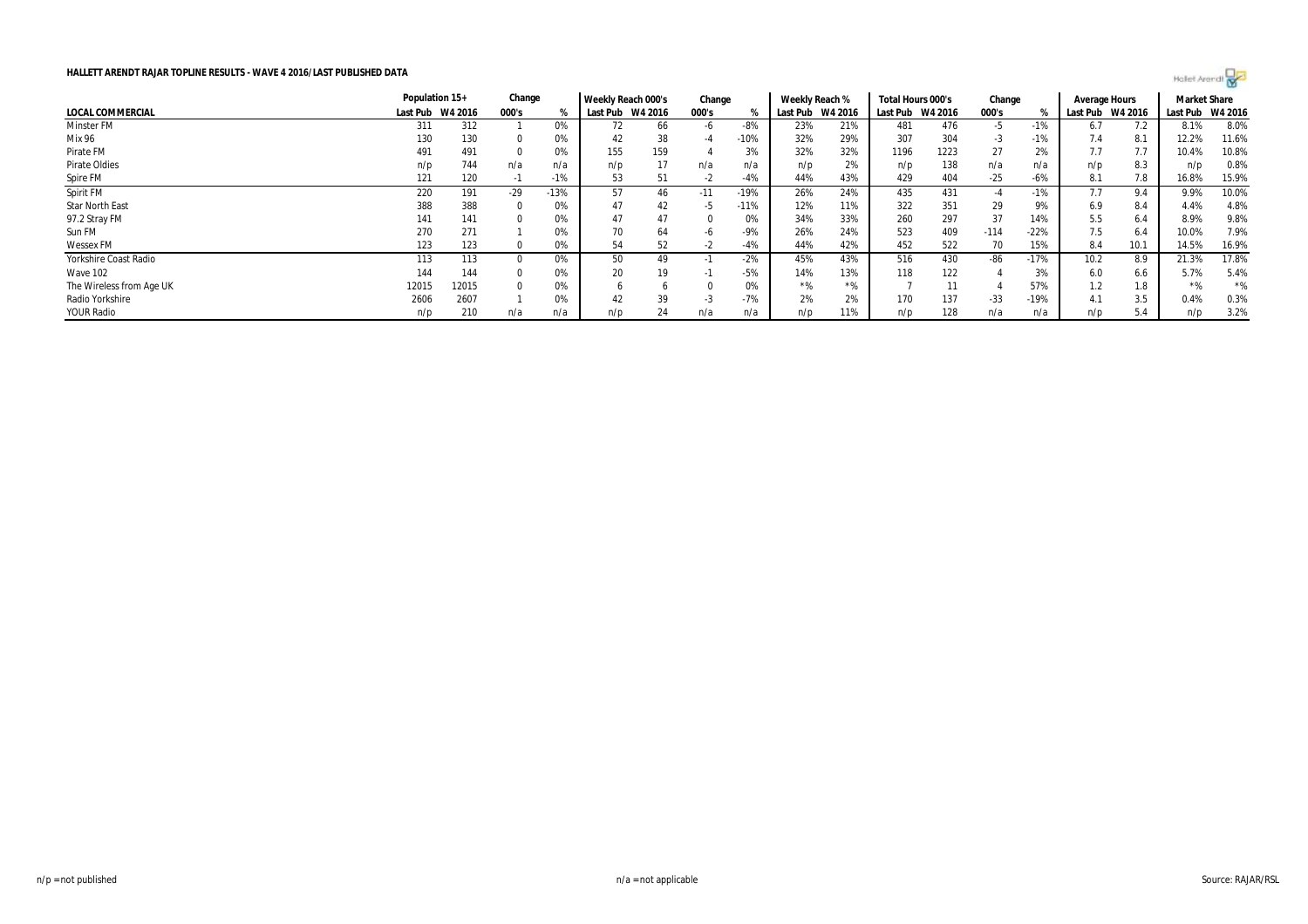**HALLETT ARENDT RAJAR TOPLINE RESULTS - WAVE 4 2016/LAST PUBLISHED DATA**

| | Population 15+ | | Change | | Weekly Reach 000's | | Change | | Weekly Reach % | | Total Hours 000's | | Change | | Average Hours | | Market Share | |
|---|---|---|---|---|---|---|---|---|---|---|---|---|---|---|---|---|---|---|
| LOCAL COMMERCIAL | Last Pub | W4 2016 | 000's | % | Last Pub | W4 2016 | 000's | % | Last Pub | W4 2016 | Last Pub | W4 2016 | 000's | % | Last Pub | W4 2016 | Last Pub | W4 2016 |
| Minster FM | 311 | 312 | 1 | 0% | 72 | 66 | -6 | -8% | 23% | 21% | 481 | 476 | -5 | -1% | 6.7 | 7.2 | 8.1% | 8.0% |
| Mix 96 | 130 | 130 | 0 | 0% | 42 | 38 | -4 | -10% | 32% | 29% | 307 | 304 | -3 | -1% | 7.4 | 8.1 | 12.2% | 11.6% |
| Pirate FM | 491 | 491 | 0 | 0% | 155 | 159 | 4 | 3% | 32% | 32% | 1196 | 1223 | 27 | 2% | 7.7 | 7.7 | 10.4% | 10.8% |
| Pirate Oldies | n/p | 744 | n/a | n/a | n/p | 17 | n/a | n/a | n/p | 2% | n/p | 138 | n/a | n/a | n/p | 8.3 | n/p | 0.8% |
| Spire FM | 121 | 120 | -1 | -1% | 53 | 51 | -2 | -4% | 44% | 43% | 429 | 404 | -25 | -6% | 8.1 | 7.8 | 16.8% | 15.9% |
| Spirit FM | 220 | 191 | -29 | -13% | 57 | 46 | -11 | -19% | 26% | 24% | 435 | 431 | -4 | -1% | 7.7 | 9.4 | 9.9% | 10.0% |
| Star North East | 388 | 388 | 0 | 0% | 47 | 42 | -5 | -11% | 12% | 11% | 322 | 351 | 29 | 9% | 6.9 | 8.4 | 4.4% | 4.8% |
| 97.2 Stray FM | 141 | 141 | 0 | 0% | 47 | 47 | 0 | 0% | 34% | 33% | 260 | 297 | 37 | 14% | 5.5 | 6.4 | 8.9% | 9.8% |
| Sun FM | 270 | 271 | 1 | 0% | 70 | 64 | -6 | -9% | 26% | 24% | 523 | 409 | -114 | -22% | 7.5 | 6.4 | 10.0% | 7.9% |
| Wessex FM | 123 | 123 | 0 | 0% | 54 | 52 | -2 | -4% | 44% | 42% | 452 | 522 | 70 | 15% | 8.4 | 10.1 | 14.5% | 16.9% |
| Yorkshire Coast Radio | 113 | 113 | 0 | 0% | 50 | 49 | -1 | -2% | 45% | 43% | 516 | 430 | -86 | -17% | 10.2 | 8.9 | 21.3% | 17.8% |
| Wave 102 | 144 | 144 | 0 | 0% | 20 | 19 | -1 | -5% | 14% | 13% | 118 | 122 | 4 | 3% | 6.0 | 6.6 | 5.7% | 5.4% |
| The Wireless from Age UK | 12015 | 12015 | 0 | 0% | 6 | 6 | 0 | 0% | *% | *% | 7 | 11 | 4 | 57% | 1.2 | 1.8 | *% | *% |
| Radio Yorkshire | 2606 | 2607 | 1 | 0% | 42 | 39 | -3 | -7% | 2% | 2% | 170 | 137 | -33 | -19% | 4.1 | 3.5 | 0.4% | 0.3% |
| YOUR Radio | n/p | 210 | n/a | n/a | n/p | 24 | n/a | n/a | n/p | 11% | n/p | 128 | n/a | n/a | n/p | 5.4 | n/p | 3.2% |

n/p = not published n/a = not applicable Source: RAJAR/RSL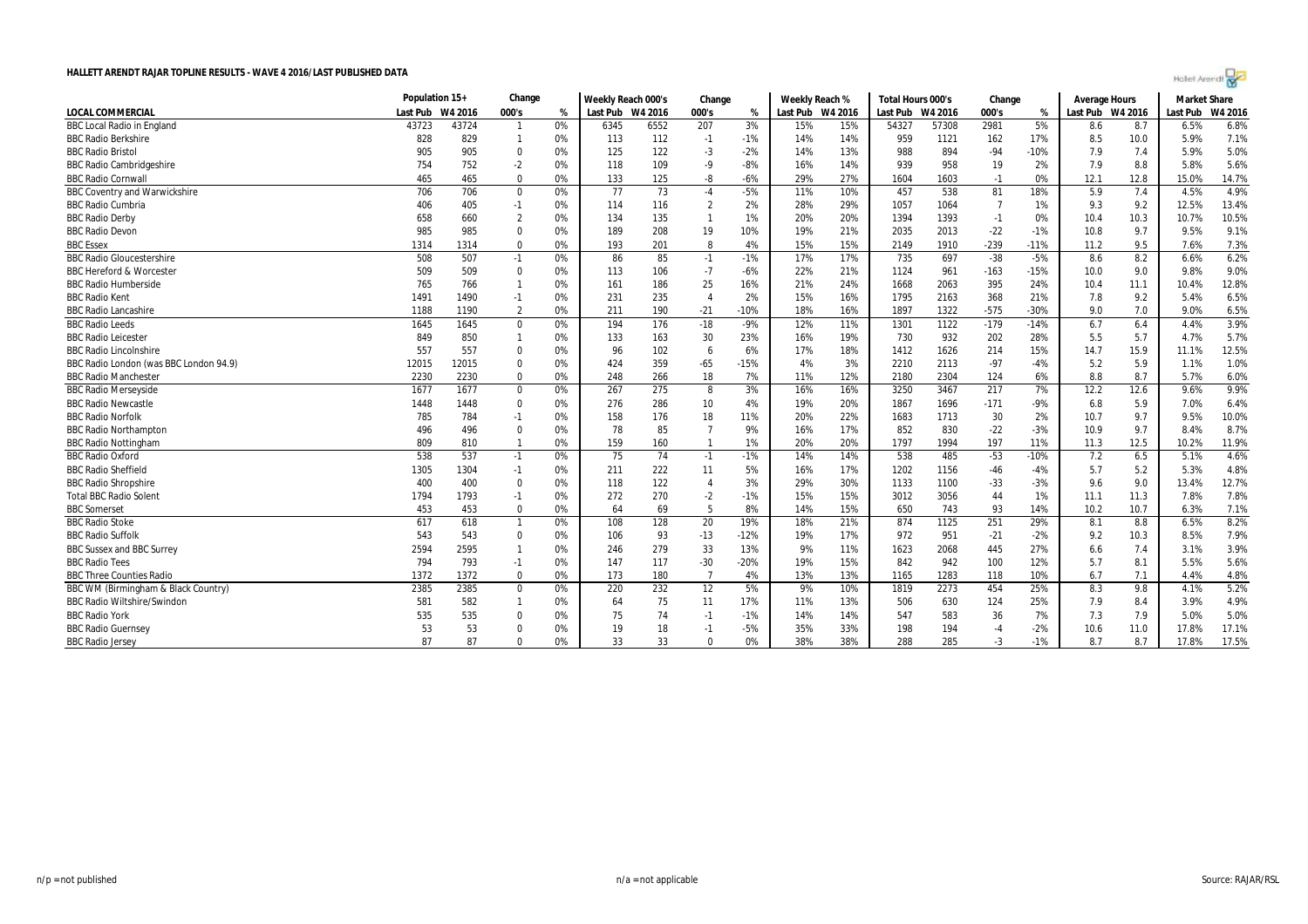# HALLETT ARENDT RAJAR TOPLINE RESULTS - WAVE 4 2016/LAST PUBLISHED DATA

| LOCAL COMMERCIAL | Population 15+ | | Change | | Weekly Reach 000's | | Change | | Weekly Reach % | | Total Hours 000's | | Change | | Average Hours | | Market Share | |
|---|---|---|---|---|---|---|---|---|---|---|---|---|---|---|---|---|---|---|
| | Last Pub | W4 2016 | 000's | % | Last Pub | W4 2016 | 000's | % | Last Pub | W4 2016 | Last Pub | W4 2016 | 000's | % | Last Pub | W4 2016 | Last Pub | W4 2016 |
| BBC Local Radio in England | 43723 | 43724 | 1 | 0% | 6345 | 6552 | 207 | 3% | 15% | 15% | 54327 | 57308 | 2981 | 5% | 8.6 | 8.7 | 6.5% | 6.8% |
| BBC Radio Berkshire | 828 | 829 | 1 | 0% | 113 | 112 | -1 | -1% | 14% | 14% | 959 | 1121 | 162 | 17% | 8.5 | 10.0 | 5.9% | 7.1% |
| BBC Radio Bristol | 905 | 905 | 0 | 0% | 125 | 122 | -3 | -2% | 14% | 13% | 988 | 894 | -94 | -10% | 7.9 | 7.4 | 5.9% | 5.0% |
| BBC Radio Cambridgeshire | 754 | 752 | -2 | 0% | 118 | 109 | -9 | -8% | 16% | 14% | 939 | 958 | 19 | 2% | 7.9 | 8.8 | 5.8% | 5.6% |
| BBC Radio Cornwall | 465 | 465 | 0 | 0% | 133 | 125 | -8 | -6% | 29% | 27% | 1604 | 1603 | -1 | 0% | 12.1 | 12.8 | 15.0% | 14.7% |
| BBC Coventry and Warwickshire | 706 | 706 | 0 | 0% | 77 | 73 | -4 | -5% | 11% | 10% | 457 | 538 | 81 | 18% | 5.9 | 7.4 | 4.5% | 4.9% |
| BBC Radio Cumbria | 406 | 405 | -1 | 0% | 114 | 116 | 2 | 2% | 28% | 29% | 1057 | 1064 | 7 | 1% | 9.3 | 9.2 | 12.5% | 13.4% |
| BBC Radio Derby | 658 | 660 | 2 | 0% | 134 | 135 | 1 | 1% | 20% | 20% | 1394 | 1393 | -1 | 0% | 10.4 | 10.3 | 10.7% | 10.5% |
| BBC Radio Devon | 985 | 985 | 0 | 0% | 189 | 208 | 19 | 10% | 19% | 21% | 2035 | 2013 | -22 | -1% | 10.8 | 9.7 | 9.5% | 9.1% |
| BBC Essex | 1314 | 1314 | 0 | 0% | 193 | 201 | 8 | 4% | 15% | 15% | 2149 | 1910 | -239 | -11% | 11.2 | 9.5 | 7.6% | 7.3% |
| BBC Radio Gloucestershire | 508 | 507 | -1 | 0% | 86 | 85 | -1 | -1% | 17% | 17% | 735 | 697 | -38 | -5% | 8.6 | 8.2 | 6.6% | 6.2% |
| BBC Hereford & Worcester | 509 | 509 | 0 | 0% | 113 | 106 | -7 | -6% | 22% | 21% | 1124 | 961 | -163 | -15% | 10.0 | 9.0 | 9.8% | 9.0% |
| BBC Radio Humberside | 765 | 766 | 1 | 0% | 161 | 186 | 25 | 16% | 21% | 24% | 1668 | 2063 | 395 | 24% | 10.4 | 11.1 | 10.4% | 12.8% |
| BBC Radio Kent | 1491 | 1490 | -1 | 0% | 231 | 235 | 4 | 2% | 15% | 16% | 1795 | 2163 | 368 | 21% | 7.8 | 9.2 | 5.4% | 6.5% |
| BBC Radio Lancashire | 1188 | 1190 | 2 | 0% | 211 | 190 | -21 | -10% | 18% | 16% | 1897 | 1322 | -575 | -30% | 9.0 | 7.0 | 9.0% | 6.5% |
| BBC Radio Leeds | 1645 | 1645 | 0 | 0% | 194 | 176 | -18 | -9% | 12% | 11% | 1301 | 1122 | -179 | -14% | 6.7 | 6.4 | 4.4% | 3.9% |
| BBC Radio Leicester | 849 | 850 | 1 | 0% | 133 | 163 | 30 | 23% | 16% | 19% | 730 | 932 | 202 | 28% | 5.5 | 5.7 | 4.7% | 5.7% |
| BBC Radio Lincolnshire | 557 | 557 | 0 | 0% | 96 | 102 | 6 | 6% | 17% | 18% | 1412 | 1626 | 214 | 15% | 14.7 | 15.9 | 11.1% | 12.5% |
| BBC Radio London (was BBC London 94.9) | 12015 | 12015 | 0 | 0% | 424 | 359 | -65 | -15% | 4% | 3% | 2210 | 2113 | -97 | -4% | 5.2 | 5.9 | 1.1% | 1.0% |
| BBC Radio Manchester | 2230 | 2230 | 0 | 0% | 248 | 266 | 18 | 7% | 11% | 12% | 2180 | 2304 | 124 | 6% | 8.8 | 8.7 | 5.7% | 6.0% |
| BBC Radio Merseyside | 1677 | 1677 | 0 | 0% | 267 | 275 | 8 | 3% | 16% | 16% | 3250 | 3467 | 217 | 7% | 12.2 | 12.6 | 9.6% | 9.9% |
| BBC Radio Newcastle | 1448 | 1448 | 0 | 0% | 276 | 286 | 10 | 4% | 19% | 20% | 1867 | 1696 | -171 | -9% | 6.8 | 5.9 | 7.0% | 6.4% |
| BBC Radio Norfolk | 785 | 784 | -1 | 0% | 158 | 176 | 18 | 11% | 20% | 22% | 1683 | 1713 | 30 | 2% | 10.7 | 9.7 | 9.5% | 10.0% |
| BBC Radio Northampton | 496 | 496 | 0 | 0% | 78 | 85 | 7 | 9% | 16% | 17% | 852 | 830 | -22 | -3% | 10.9 | 9.7 | 8.4% | 8.7% |
| BBC Radio Nottingham | 809 | 810 | 1 | 0% | 159 | 160 | 1 | 1% | 20% | 20% | 1797 | 1994 | 197 | 11% | 11.3 | 12.5 | 10.2% | 11.9% |
| BBC Radio Oxford | 538 | 537 | -1 | 0% | 75 | 74 | -1 | -1% | 14% | 14% | 538 | 485 | -53 | -10% | 7.2 | 6.5 | 5.1% | 4.6% |
| BBC Radio Sheffield | 1305 | 1304 | -1 | 0% | 211 | 222 | 11 | 5% | 16% | 17% | 1202 | 1156 | -46 | -4% | 5.7 | 5.2 | 5.3% | 4.8% |
| BBC Radio Shropshire | 400 | 400 | 0 | 0% | 118 | 122 | 4 | 3% | 29% | 30% | 1133 | 1100 | -33 | -3% | 9.6 | 9.0 | 13.4% | 12.7% |
| Total BBC Radio Solent | 1794 | 1793 | -1 | 0% | 272 | 270 | -2 | -1% | 15% | 15% | 3012 | 3056 | 44 | 1% | 11.1 | 11.3 | 7.8% | 7.8% |
| BBC Somerset | 453 | 453 | 0 | 0% | 64 | 69 | 5 | 8% | 14% | 15% | 650 | 743 | 93 | 14% | 10.2 | 10.7 | 6.3% | 7.1% |
| BBC Radio Stoke | 617 | 618 | 1 | 0% | 108 | 128 | 20 | 19% | 18% | 21% | 874 | 1125 | 251 | 29% | 8.1 | 8.8 | 6.5% | 8.2% |
| BBC Radio Suffolk | 543 | 543 | 0 | 0% | 106 | 93 | -13 | -12% | 19% | 17% | 972 | 951 | -21 | -2% | 9.2 | 10.3 | 8.5% | 7.9% |
| BBC Sussex and BBC Surrey | 2594 | 2595 | 1 | 0% | 246 | 279 | 33 | 13% | 9% | 11% | 1623 | 2068 | 445 | 27% | 6.6 | 7.4 | 3.1% | 3.9% |
| BBC Radio Tees | 794 | 793 | -1 | 0% | 147 | 117 | -30 | -20% | 19% | 15% | 842 | 942 | 100 | 12% | 5.7 | 8.1 | 5.5% | 5.6% |
| BBC Three Counties Radio | 1372 | 1372 | 0 | 0% | 173 | 180 | 7 | 4% | 13% | 13% | 1165 | 1283 | 118 | 10% | 6.7 | 7.1 | 4.4% | 4.8% |
| BBC WM (Birmingham & Black Country) | 2385 | 2385 | 0 | 0% | 220 | 232 | 12 | 5% | 9% | 10% | 1819 | 2273 | 454 | 25% | 8.3 | 9.8 | 4.1% | 5.2% |
| BBC Radio Wiltshire/Swindon | 581 | 582 | 1 | 0% | 64 | 75 | 11 | 17% | 11% | 13% | 506 | 630 | 124 | 25% | 7.9 | 8.4 | 3.9% | 4.9% |
| BBC Radio York | 535 | 535 | 0 | 0% | 75 | 74 | -1 | -1% | 14% | 14% | 547 | 583 | 36 | 7% | 7.3 | 7.9 | 5.0% | 5.0% |
| BBC Radio Guernsey | 53 | 53 | 0 | 0% | 19 | 18 | -1 | -5% | 35% | 33% | 198 | 194 | -4 | -2% | 10.6 | 11.0 | 17.8% | 17.1% |
| BBC Radio Jersey | 87 | 87 | 0 | 0% | 33 | 33 | 0 | 0% | 38% | 38% | 288 | 285 | -3 | -1% | 8.7 | 8.7 | 17.8% | 17.5% |

n/p = not published

n/a = not applicable

Source: RAJAR/RSL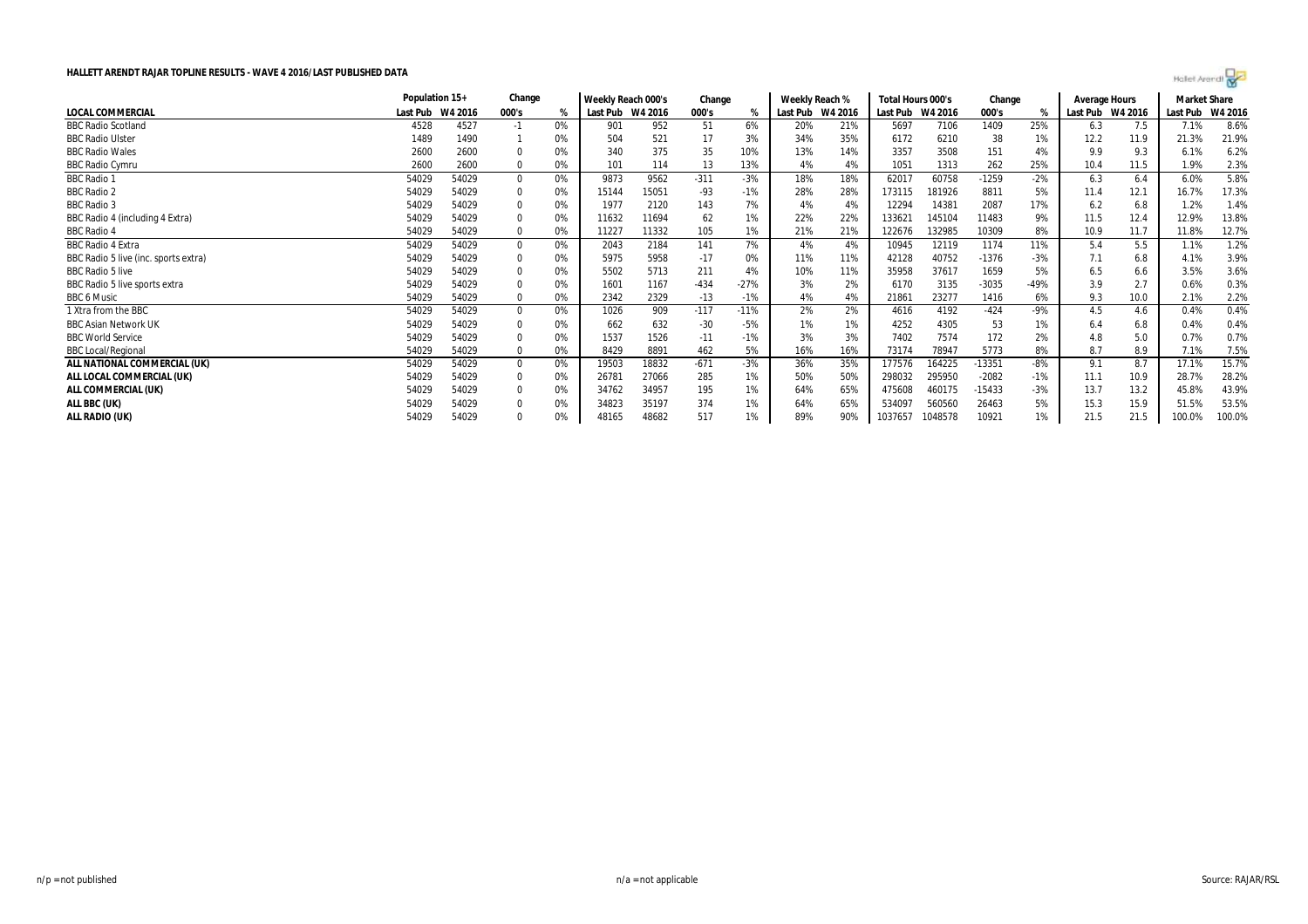# HALLETT ARENDT RAJAR TOPLINE RESULTS - WAVE 4 2016/LAST PUBLISHED DATA

| | Population 15+ | | Change | | Weekly Reach 000's | | Change | | Weekly Reach % | | Total Hours 000's | | Change | | Average Hours | | Market Share | |
|---|---|---|---|---|---|---|---|---|---|---|---|---|---|---|---|---|---|---|
| LOCAL COMMERCIAL | Last Pub | W4 2016 | 000's | % | Last Pub | W4 2016 | 000's | % | Last Pub | W4 2016 | Last Pub | W4 2016 | 000's | % | Last Pub | W4 2016 | Last Pub | W4 2016 |
| BBC Radio Scotland | 4528 | 4527 | -1 | 0% | 901 | 952 | 51 | 6% | 20% | 21% | 5697 | 7106 | 1409 | 25% | 6.3 | 7.5 | 7.1% | 8.6% |
| BBC Radio Ulster | 1489 | 1490 | 1 | 0% | 504 | 521 | 17 | 3% | 34% | 35% | 6172 | 6210 | 38 | 1% | 12.2 | 11.9 | 21.3% | 21.9% |
| BBC Radio Wales | 2600 | 2600 | 0 | 0% | 340 | 375 | 35 | 10% | 13% | 14% | 3357 | 3508 | 151 | 4% | 9.9 | 9.3 | 6.1% | 6.2% |
| BBC Radio Cymru | 2600 | 2600 | 0 | 0% | 101 | 114 | 13 | 13% | 4% | 4% | 1051 | 1313 | 262 | 25% | 10.4 | 11.5 | 1.9% | 2.3% |
| BBC Radio 1 | 54029 | 54029 | 0 | 0% | 9873 | 9562 | -311 | -3% | 18% | 18% | 62017 | 60758 | -1259 | -2% | 6.3 | 6.4 | 6.0% | 5.8% |
| BBC Radio 2 | 54029 | 54029 | 0 | 0% | 15144 | 15051 | -93 | -1% | 28% | 28% | 173115 | 181926 | 8811 | 5% | 11.4 | 12.1 | 16.7% | 17.3% |
| BBC Radio 3 | 54029 | 54029 | 0 | 0% | 1977 | 2120 | 143 | 7% | 4% | 4% | 12294 | 14381 | 2087 | 17% | 6.2 | 6.8 | 1.2% | 1.4% |
| BBC Radio 4 (including 4 Extra) | 54029 | 54029 | 0 | 0% | 11632 | 11694 | 62 | 1% | 22% | 22% | 133621 | 145104 | 11483 | 9% | 11.5 | 12.4 | 12.9% | 13.8% |
| BBC Radio 4 | 54029 | 54029 | 0 | 0% | 11227 | 11332 | 105 | 1% | 21% | 21% | 122676 | 132985 | 10309 | 8% | 10.9 | 11.7 | 11.8% | 12.7% |
| BBC Radio 4 Extra | 54029 | 54029 | 0 | 0% | 2043 | 2184 | 141 | 7% | 4% | 4% | 10945 | 12119 | 1174 | 11% | 5.4 | 5.5 | 1.1% | 1.2% |
| BBC Radio 5 live (inc. sports extra) | 54029 | 54029 | 0 | 0% | 5975 | 5958 | -17 | 0% | 11% | 11% | 42128 | 40752 | -1376 | -3% | 7.1 | 6.8 | 4.1% | 3.9% |
| BBC Radio 5 live | 54029 | 54029 | 0 | 0% | 5502 | 5713 | 211 | 4% | 10% | 11% | 35958 | 37617 | 1659 | 5% | 6.5 | 6.6 | 3.5% | 3.6% |
| BBC Radio 5 live sports extra | 54029 | 54029 | 0 | 0% | 1601 | 1167 | -434 | -27% | 3% | 2% | 6170 | 3135 | -3035 | -49% | 3.9 | 2.7 | 0.6% | 0.3% |
| BBC 6 Music | 54029 | 54029 | 0 | 0% | 2342 | 2329 | -13 | -1% | 4% | 4% | 21861 | 23277 | 1416 | 6% | 9.3 | 10.0 | 2.1% | 2.2% |
| 1 Xtra from the BBC | 54029 | 54029 | 0 | 0% | 1026 | 909 | -117 | -11% | 2% | 2% | 4616 | 4192 | -424 | -9% | 4.5 | 4.6 | 0.4% | 0.4% |
| BBC Asian Network UK | 54029 | 54029 | 0 | 0% | 662 | 632 | -30 | -5% | 1% | 1% | 4252 | 4305 | 53 | 1% | 6.4 | 6.8 | 0.4% | 0.4% |
| BBC World Service | 54029 | 54029 | 0 | 0% | 1537 | 1526 | -11 | -1% | 3% | 3% | 7402 | 7574 | 172 | 2% | 4.8 | 5.0 | 0.7% | 0.7% |
| BBC Local/Regional | 54029 | 54029 | 0 | 0% | 8429 | 8891 | 462 | 5% | 16% | 16% | 73174 | 78947 | 5773 | 8% | 8.7 | 8.9 | 7.1% | 7.5% |
| **ALL NATIONAL COMMERCIAL (UK)** | 54029 | 54029 | 0 | 0% | 19503 | 18832 | -671 | -3% | 36% | 35% | 177576 | 164225 | -13351 | -8% | 9.1 | 8.7 | 17.1% | 15.7% |
| **ALL LOCAL COMMERCIAL (UK)** | 54029 | 54029 | 0 | 0% | 26781 | 27066 | 285 | 1% | 50% | 50% | 298032 | 295950 | -2082 | -1% | 11.1 | 10.9 | 28.7% | 28.2% |
| **ALL COMMERCIAL (UK)** | 54029 | 54029 | 0 | 0% | 34762 | 34957 | 195 | 1% | 64% | 65% | 475608 | 460175 | -15433 | -3% | 13.7 | 13.2 | 45.8% | 43.9% |
| **ALL BBC (UK)** | 54029 | 54029 | 0 | 0% | 34823 | 35197 | 374 | 1% | 64% | 65% | 534097 | 560560 | 26463 | 5% | 15.3 | 15.9 | 51.5% | 53.5% |
| **ALL RADIO (UK)** | 54029 | 54029 | 0 | 0% | 48165 | 48682 | 517 | 1% | 89% | 90% | 1037657 | 1048578 | 10921 | 1% | 21.5 | 21.5 | 100.0% | 100.0% |

n/p = not published

n/a = not applicable

Source: RAJAR/RSL